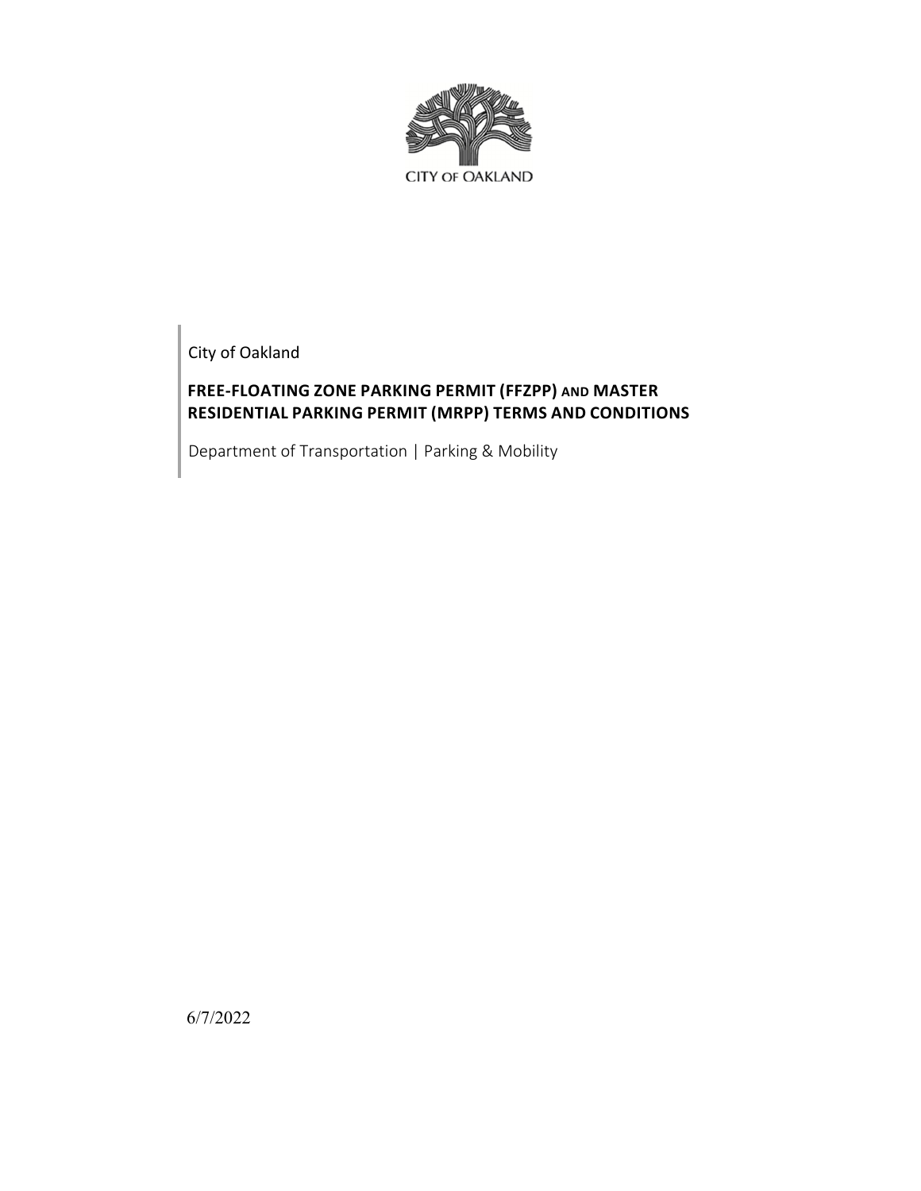CITY OF OAKLAND

City of Oakland

# FREE-FLOATING ZONE PARKING PERMIT (FFZPP) AND MASTER RESIDENTIAL PARKING PERMIT (MRPP) TERMS AND CONDITIONS

Department of Transportation | Parking & Mobility

6/7/2022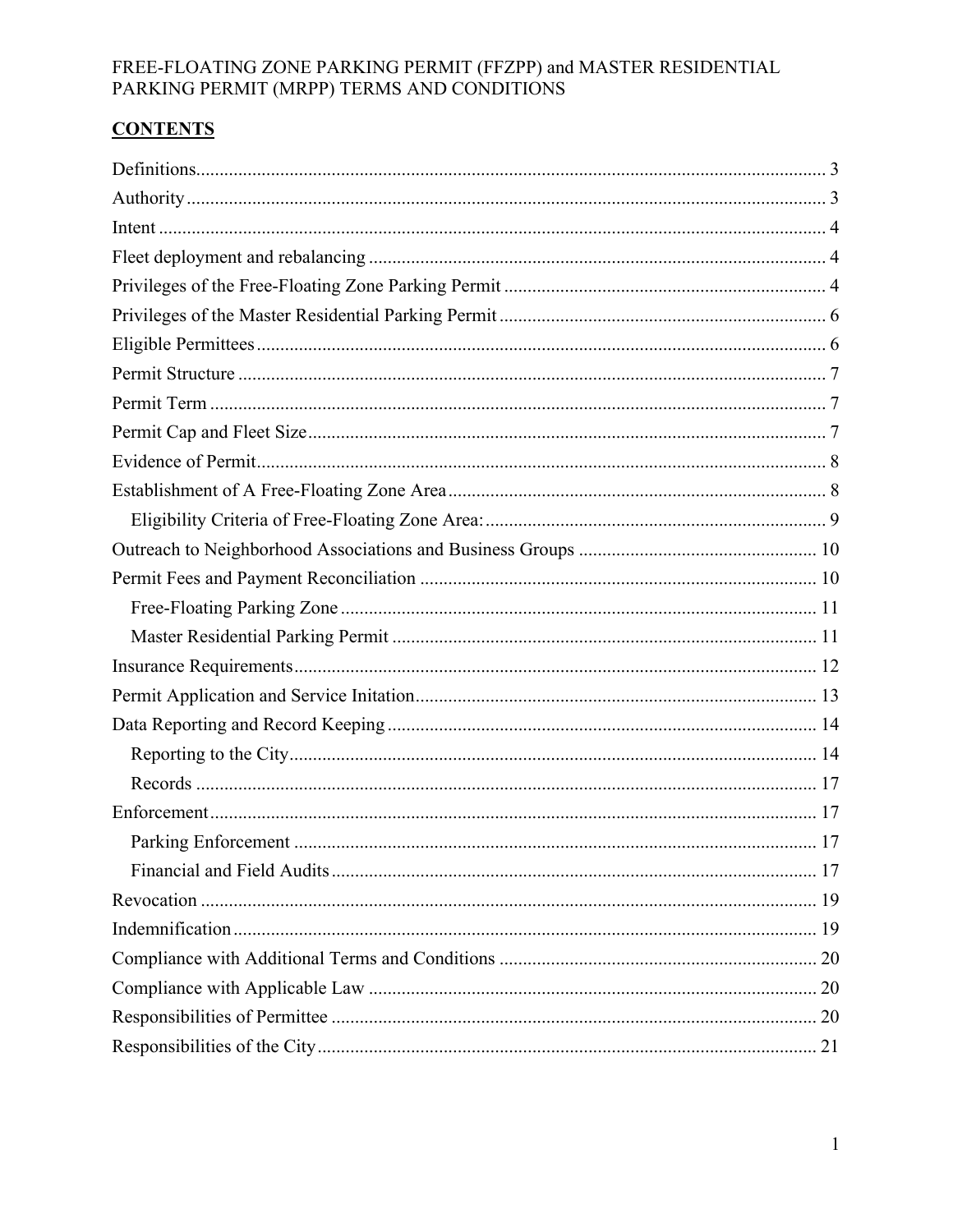FREE-FLOATING ZONE PARKING PERMIT (FFZPP) and MASTER RESIDENTIAL PARKING PERMIT (MRPP) TERMS AND CONDITIONS

## CONTENTS

- Definitions ... 3
- Authority ... 3
- Intent ... 4
- Fleet deployment and rebalancing ... 4
- Privileges of the Free-Floating Zone Parking Permit ... 4
- Privileges of the Master Residential Parking Permit ... 6
- Eligible Permittees ... 6
- Permit Structure ... 7
- Permit Term ... 7
- Permit Cap and Fleet Size ... 7
- Evidence of Permit ... 8
- Establishment of A Free-Floating Zone Area ... 8
  - Eligibility Criteria of Free-Floating Zone Area: ... 9
- Outreach to Neighborhood Associations and Business Groups ... 10
- Permit Fees and Payment Reconciliation ... 10
  - Free-Floating Parking Zone ... 11
  - Master Residential Parking Permit ... 11
- Insurance Requirements ... 12
- Permit Application and Service Initation ... 13
- Data Reporting and Record Keeping ... 14
  - Reporting to the City ... 14
  - Records ... 17
- Enforcement ... 17
  - Parking Enforcement ... 17
  - Financial and Field Audits ... 17
- Revocation ... 19
- Indemnification ... 19
- Compliance with Additional Terms and Conditions ... 20
- Compliance with Applicable Law ... 20
- Responsibilities of Permittee ... 20
- Responsibilities of the City ... 21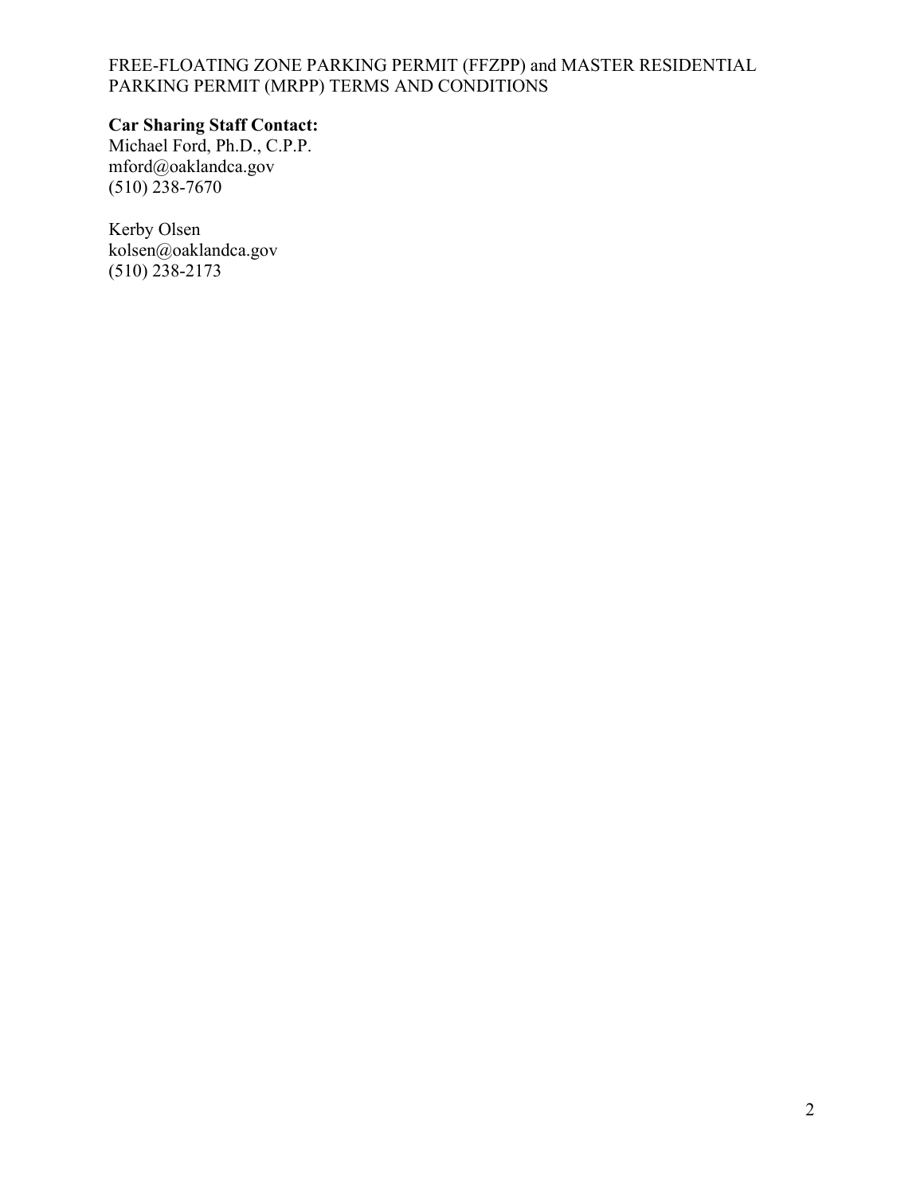FREE-FLOATING ZONE PARKING PERMIT (FFZPP) and MASTER RESIDENTIAL PARKING PERMIT (MRPP) TERMS AND CONDITIONS

**Car Sharing Staff Contact:**
Michael Ford, Ph.D., C.P.P.
mford@oaklandca.gov
(510) 238-7670

Kerby Olsen
kolsen@oaklandca.gov
(510) 238-2173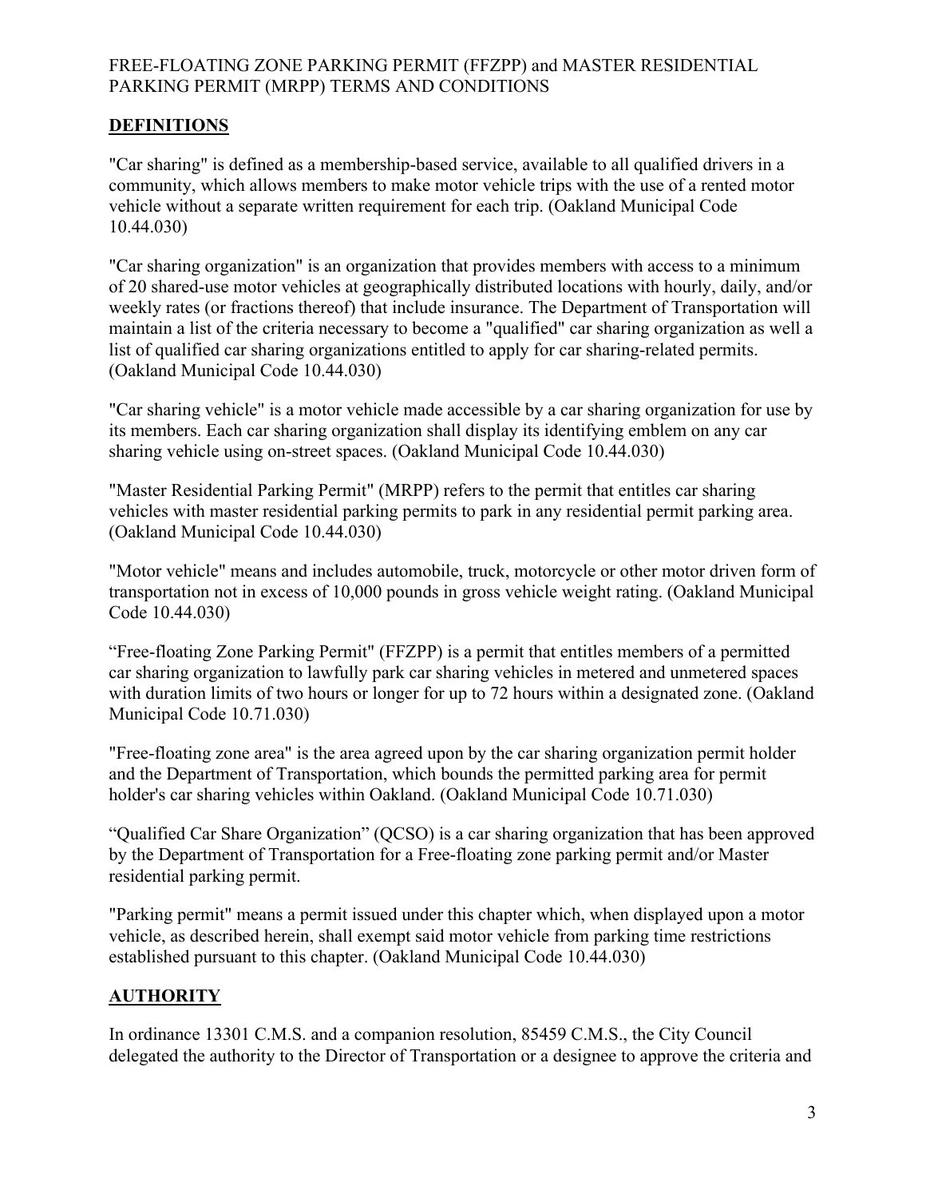FREE-FLOATING ZONE PARKING PERMIT (FFZPP) and MASTER RESIDENTIAL PARKING PERMIT (MRPP) TERMS AND CONDITIONS

## DEFINITIONS

"Car sharing" is defined as a membership-based service, available to all qualified drivers in a community, which allows members to make motor vehicle trips with the use of a rented motor vehicle without a separate written requirement for each trip. (Oakland Municipal Code 10.44.030)

"Car sharing organization" is an organization that provides members with access to a minimum of 20 shared-use motor vehicles at geographically distributed locations with hourly, daily, and/or weekly rates (or fractions thereof) that include insurance. The Department of Transportation will maintain a list of the criteria necessary to become a "qualified" car sharing organization as well a list of qualified car sharing organizations entitled to apply for car sharing-related permits. (Oakland Municipal Code 10.44.030)

"Car sharing vehicle" is a motor vehicle made accessible by a car sharing organization for use by its members. Each car sharing organization shall display its identifying emblem on any car sharing vehicle using on-street spaces. (Oakland Municipal Code 10.44.030)

"Master Residential Parking Permit" (MRPP) refers to the permit that entitles car sharing vehicles with master residential parking permits to park in any residential permit parking area. (Oakland Municipal Code 10.44.030)

"Motor vehicle" means and includes automobile, truck, motorcycle or other motor driven form of transportation not in excess of 10,000 pounds in gross vehicle weight rating. (Oakland Municipal Code 10.44.030)

"Free-floating Zone Parking Permit" (FFZPP) is a permit that entitles members of a permitted car sharing organization to lawfully park car sharing vehicles in metered and unmetered spaces with duration limits of two hours or longer for up to 72 hours within a designated zone. (Oakland Municipal Code 10.71.030)

"Free-floating zone area" is the area agreed upon by the car sharing organization permit holder and the Department of Transportation, which bounds the permitted parking area for permit holder's car sharing vehicles within Oakland. (Oakland Municipal Code 10.71.030)

"Qualified Car Share Organization" (QCSO) is a car sharing organization that has been approved by the Department of Transportation for a Free-floating zone parking permit and/or Master residential parking permit.

"Parking permit" means a permit issued under this chapter which, when displayed upon a motor vehicle, as described herein, shall exempt said motor vehicle from parking time restrictions established pursuant to this chapter. (Oakland Municipal Code 10.44.030)

## AUTHORITY

In ordinance 13301 C.M.S. and a companion resolution, 85459 C.M.S., the City Council delegated the authority to the Director of Transportation or a designee to approve the criteria and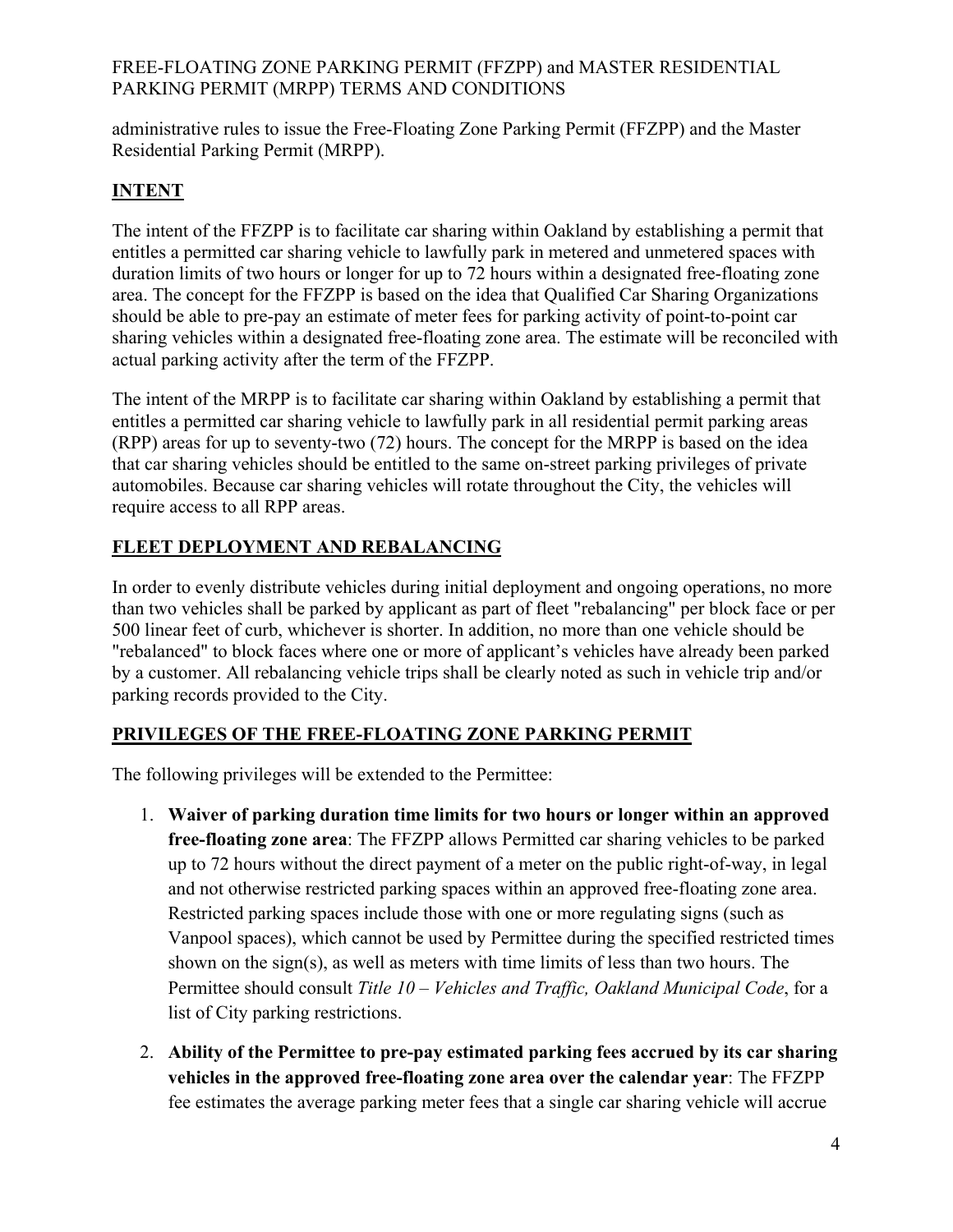administrative rules to issue the Free-Floating Zone Parking Permit (FFZPP) and the Master Residential Parking Permit (MRPP).

## INTENT

The intent of the FFZPP is to facilitate car sharing within Oakland by establishing a permit that entitles a permitted car sharing vehicle to lawfully park in metered and unmetered spaces with duration limits of two hours or longer for up to 72 hours within a designated free-floating zone area. The concept for the FFZPP is based on the idea that Qualified Car Sharing Organizations should be able to pre-pay an estimate of meter fees for parking activity of point-to-point car sharing vehicles within a designated free-floating zone area. The estimate will be reconciled with actual parking activity after the term of the FFZPP.

The intent of the MRPP is to facilitate car sharing within Oakland by establishing a permit that entitles a permitted car sharing vehicle to lawfully park in all residential permit parking areas (RPP) areas for up to seventy-two (72) hours. The concept for the MRPP is based on the idea that car sharing vehicles should be entitled to the same on-street parking privileges of private automobiles. Because car sharing vehicles will rotate throughout the City, the vehicles will require access to all RPP areas.

## FLEET DEPLOYMENT AND REBALANCING

In order to evenly distribute vehicles during initial deployment and ongoing operations, no more than two vehicles shall be parked by applicant as part of fleet "rebalancing" per block face or per 500 linear feet of curb, whichever is shorter. In addition, no more than one vehicle should be "rebalanced" to block faces where one or more of applicant's vehicles have already been parked by a customer. All rebalancing vehicle trips shall be clearly noted as such in vehicle trip and/or parking records provided to the City.

## PRIVILEGES OF THE FREE-FLOATING ZONE PARKING PERMIT

The following privileges will be extended to the Permittee:

1. **Waiver of parking duration time limits for two hours or longer within an approved free-floating zone area**: The FFZPP allows Permitted car sharing vehicles to be parked up to 72 hours without the direct payment of a meter on the public right-of-way, in legal and not otherwise restricted parking spaces within an approved free-floating zone area. Restricted parking spaces include those with one or more regulating signs (such as Vanpool spaces), which cannot be used by Permittee during the specified restricted times shown on the sign(s), as well as meters with time limits of less than two hours. The Permittee should consult *Title 10 – Vehicles and Traffic, Oakland Municipal Code*, for a list of City parking restrictions.

2. **Ability of the Permittee to pre-pay estimated parking fees accrued by its car sharing vehicles in the approved free-floating zone area over the calendar year**: The FFZPP fee estimates the average parking meter fees that a single car sharing vehicle will accrue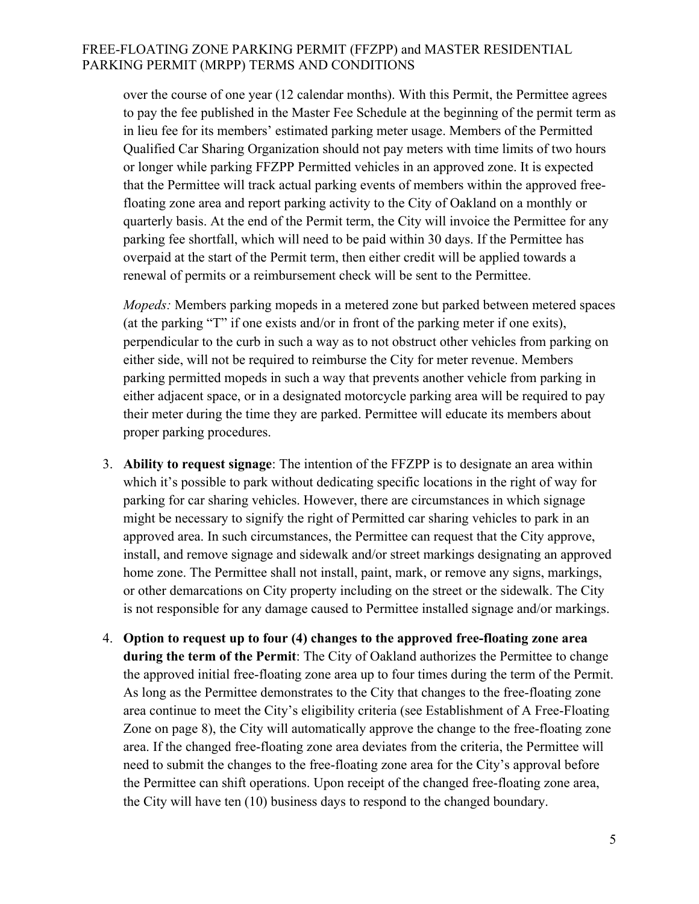over the course of one year (12 calendar months). With this Permit, the Permittee agrees to pay the fee published in the Master Fee Schedule at the beginning of the permit term as in lieu fee for its members' estimated parking meter usage. Members of the Permitted Qualified Car Sharing Organization should not pay meters with time limits of two hours or longer while parking FFZPP Permitted vehicles in an approved zone. It is expected that the Permittee will track actual parking events of members within the approved free-floating zone area and report parking activity to the City of Oakland on a monthly or quarterly basis. At the end of the Permit term, the City will invoice the Permittee for any parking fee shortfall, which will need to be paid within 30 days. If the Permittee has overpaid at the start of the Permit term, then either credit will be applied towards a renewal of permits or a reimbursement check will be sent to the Permittee.

*Mopeds:* Members parking mopeds in a metered zone but parked between metered spaces (at the parking "T" if one exists and/or in front of the parking meter if one exits), perpendicular to the curb in such a way as to not obstruct other vehicles from parking on either side, will not be required to reimburse the City for meter revenue. Members parking permitted mopeds in such a way that prevents another vehicle from parking in either adjacent space, or in a designated motorcycle parking area will be required to pay their meter during the time they are parked. Permittee will educate its members about proper parking procedures.

3. **Ability to request signage**: The intention of the FFZPP is to designate an area within which it's possible to park without dedicating specific locations in the right of way for parking for car sharing vehicles. However, there are circumstances in which signage might be necessary to signify the right of Permitted car sharing vehicles to park in an approved area. In such circumstances, the Permittee can request that the City approve, install, and remove signage and sidewalk and/or street markings designating an approved home zone. The Permittee shall not install, paint, mark, or remove any signs, markings, or other demarcations on City property including on the street or the sidewalk. The City is not responsible for any damage caused to Permittee installed signage and/or markings.

4. **Option to request up to four (4) changes to the approved free-floating zone area during the term of the Permit**: The City of Oakland authorizes the Permittee to change the approved initial free-floating zone area up to four times during the term of the Permit. As long as the Permittee demonstrates to the City that changes to the free-floating zone area continue to meet the City's eligibility criteria (see Establishment of A Free-Floating Zone on page 8), the City will automatically approve the change to the free-floating zone area. If the changed free-floating zone area deviates from the criteria, the Permittee will need to submit the changes to the free-floating zone area for the City's approval before the Permittee can shift operations. Upon receipt of the changed free-floating zone area, the City will have ten (10) business days to respond to the changed boundary.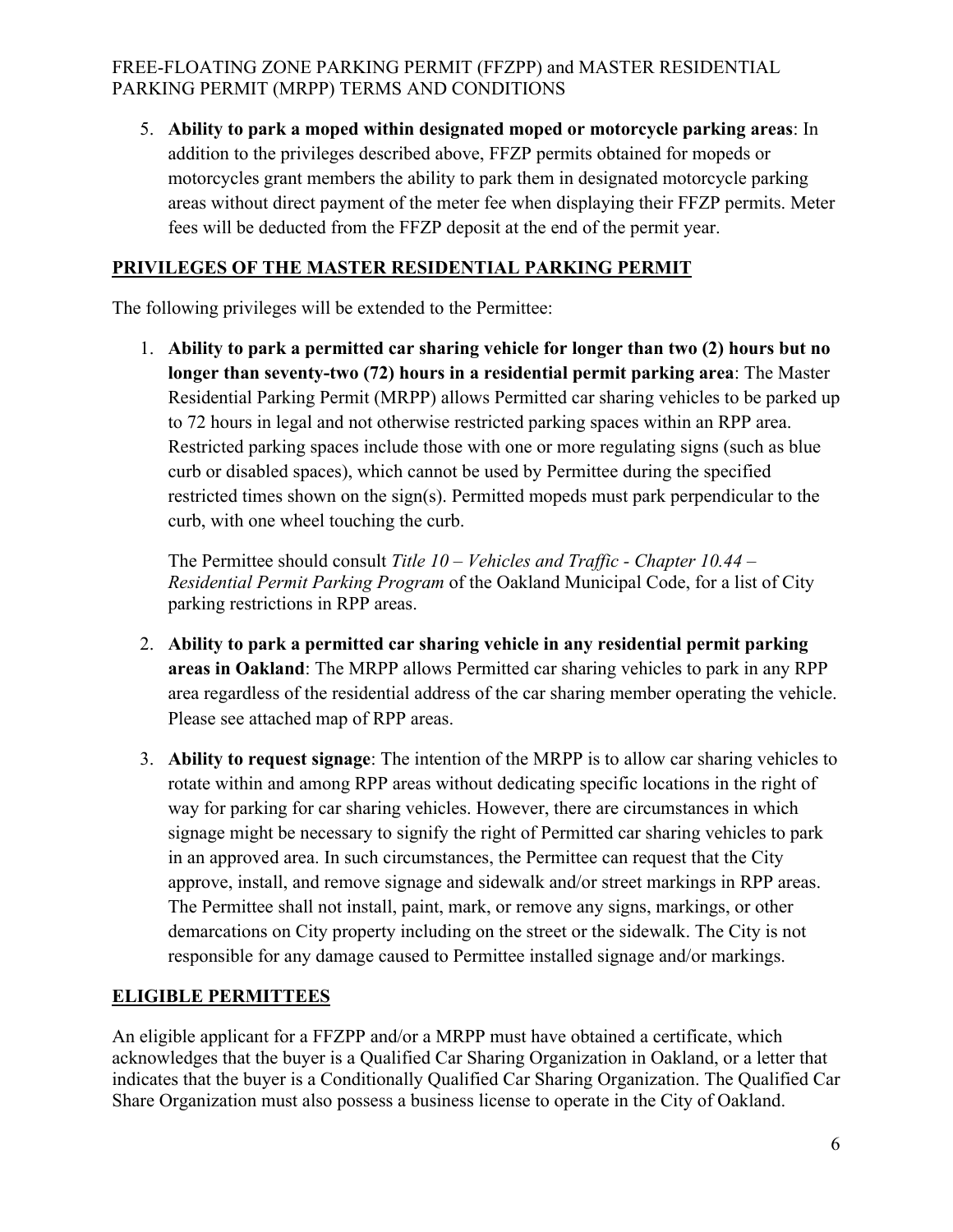5. **Ability to park a moped within designated moped or motorcycle parking areas**: In addition to the privileges described above, FFZP permits obtained for mopeds or motorcycles grant members the ability to park them in designated motorcycle parking areas without direct payment of the meter fee when displaying their FFZP permits. Meter fees will be deducted from the FFZP deposit at the end of the permit year.

## PRIVILEGES OF THE MASTER RESIDENTIAL PARKING PERMIT

The following privileges will be extended to the Permittee:

1. **Ability to park a permitted car sharing vehicle for longer than two (2) hours but no longer than seventy-two (72) hours in a residential permit parking area**: The Master Residential Parking Permit (MRPP) allows Permitted car sharing vehicles to be parked up to 72 hours in legal and not otherwise restricted parking spaces within an RPP area. Restricted parking spaces include those with one or more regulating signs (such as blue curb or disabled spaces), which cannot be used by Permittee during the specified restricted times shown on the sign(s). Permitted mopeds must park perpendicular to the curb, with one wheel touching the curb.

   The Permittee should consult *Title 10 – Vehicles and Traffic - Chapter 10.44 – Residential Permit Parking Program* of the Oakland Municipal Code, for a list of City parking restrictions in RPP areas.

2. **Ability to park a permitted car sharing vehicle in any residential permit parking areas in Oakland**: The MRPP allows Permitted car sharing vehicles to park in any RPP area regardless of the residential address of the car sharing member operating the vehicle. Please see attached map of RPP areas.

3. **Ability to request signage**: The intention of the MRPP is to allow car sharing vehicles to rotate within and among RPP areas without dedicating specific locations in the right of way for parking for car sharing vehicles. However, there are circumstances in which signage might be necessary to signify the right of Permitted car sharing vehicles to park in an approved area. In such circumstances, the Permittee can request that the City approve, install, and remove signage and sidewalk and/or street markings in RPP areas. The Permittee shall not install, paint, mark, or remove any signs, markings, or other demarcations on City property including on the street or the sidewalk. The City is not responsible for any damage caused to Permittee installed signage and/or markings.

## ELIGIBLE PERMITTEES

An eligible applicant for a FFZPP and/or a MRPP must have obtained a certificate, which acknowledges that the buyer is a Qualified Car Sharing Organization in Oakland, or a letter that indicates that the buyer is a Conditionally Qualified Car Sharing Organization. The Qualified Car Share Organization must also possess a business license to operate in the City of Oakland.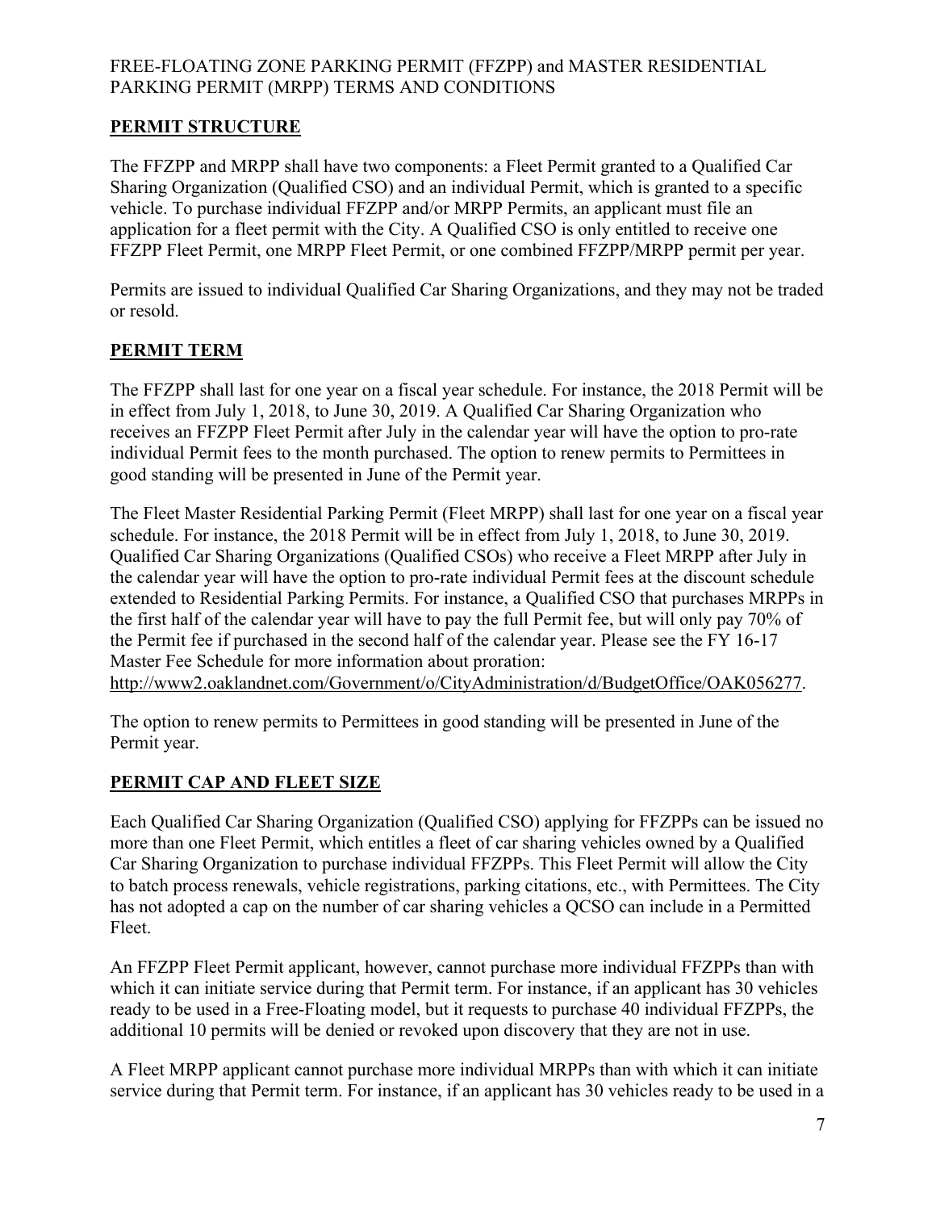FREE-FLOATING ZONE PARKING PERMIT (FFZPP) and MASTER RESIDENTIAL PARKING PERMIT (MRPP) TERMS AND CONDITIONS

## PERMIT STRUCTURE

The FFZPP and MRPP shall have two components: a Fleet Permit granted to a Qualified Car Sharing Organization (Qualified CSO) and an individual Permit, which is granted to a specific vehicle. To purchase individual FFZPP and/or MRPP Permits, an applicant must file an application for a fleet permit with the City. A Qualified CSO is only entitled to receive one FFZPP Fleet Permit, one MRPP Fleet Permit, or one combined FFZPP/MRPP permit per year.

Permits are issued to individual Qualified Car Sharing Organizations, and they may not be traded or resold.

## PERMIT TERM

The FFZPP shall last for one year on a fiscal year schedule. For instance, the 2018 Permit will be in effect from July 1, 2018, to June 30, 2019. A Qualified Car Sharing Organization who receives an FFZPP Fleet Permit after July in the calendar year will have the option to pro-rate individual Permit fees to the month purchased. The option to renew permits to Permittees in good standing will be presented in June of the Permit year.

The Fleet Master Residential Parking Permit (Fleet MRPP) shall last for one year on a fiscal year schedule. For instance, the 2018 Permit will be in effect from July 1, 2018, to June 30, 2019. Qualified Car Sharing Organizations (Qualified CSOs) who receive a Fleet MRPP after July in the calendar year will have the option to pro-rate individual Permit fees at the discount schedule extended to Residential Parking Permits. For instance, a Qualified CSO that purchases MRPPs in the first half of the calendar year will have to pay the full Permit fee, but will only pay 70% of the Permit fee if purchased in the second half of the calendar year. Please see the FY 16-17 Master Fee Schedule for more information about proration: http://www2.oaklandnet.com/Government/o/CityAdministration/d/BudgetOffice/OAK056277.

The option to renew permits to Permittees in good standing will be presented in June of the Permit year.

## PERMIT CAP AND FLEET SIZE

Each Qualified Car Sharing Organization (Qualified CSO) applying for FFZPPs can be issued no more than one Fleet Permit, which entitles a fleet of car sharing vehicles owned by a Qualified Car Sharing Organization to purchase individual FFZPPs. This Fleet Permit will allow the City to batch process renewals, vehicle registrations, parking citations, etc., with Permittees. The City has not adopted a cap on the number of car sharing vehicles a QCSO can include in a Permitted Fleet.

An FFZPP Fleet Permit applicant, however, cannot purchase more individual FFZPPs than with which it can initiate service during that Permit term. For instance, if an applicant has 30 vehicles ready to be used in a Free-Floating model, but it requests to purchase 40 individual FFZPPs, the additional 10 permits will be denied or revoked upon discovery that they are not in use.

A Fleet MRPP applicant cannot purchase more individual MRPPs than with which it can initiate service during that Permit term. For instance, if an applicant has 30 vehicles ready to be used in a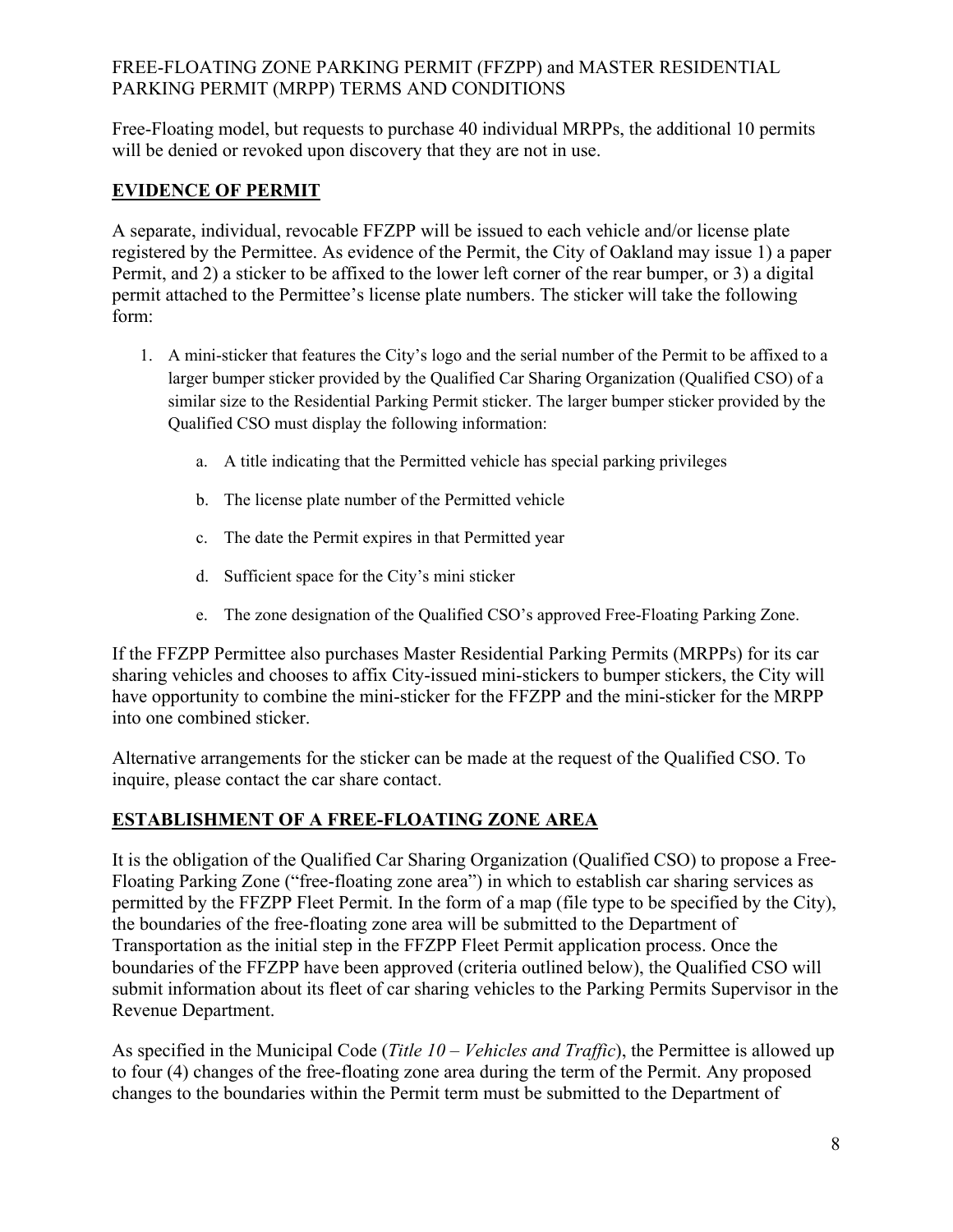Free-Floating model, but requests to purchase 40 individual MRPPs, the additional 10 permits will be denied or revoked upon discovery that they are not in use.

## EVIDENCE OF PERMIT

A separate, individual, revocable FFZPP will be issued to each vehicle and/or license plate registered by the Permittee. As evidence of the Permit, the City of Oakland may issue 1) a paper Permit, and 2) a sticker to be affixed to the lower left corner of the rear bumper, or 3) a digital permit attached to the Permittee's license plate numbers. The sticker will take the following form:

1. A mini-sticker that features the City's logo and the serial number of the Permit to be affixed to a larger bumper sticker provided by the Qualified Car Sharing Organization (Qualified CSO) of a similar size to the Residential Parking Permit sticker. The larger bumper sticker provided by the Qualified CSO must display the following information:
   a. A title indicating that the Permitted vehicle has special parking privileges
   b. The license plate number of the Permitted vehicle
   c. The date the Permit expires in that Permitted year
   d. Sufficient space for the City's mini sticker
   e. The zone designation of the Qualified CSO's approved Free-Floating Parking Zone.

If the FFZPP Permittee also purchases Master Residential Parking Permits (MRPPs) for its car sharing vehicles and chooses to affix City-issued mini-stickers to bumper stickers, the City will have opportunity to combine the mini-sticker for the FFZPP and the mini-sticker for the MRPP into one combined sticker.

Alternative arrangements for the sticker can be made at the request of the Qualified CSO. To inquire, please contact the car share contact.

## ESTABLISHMENT OF A FREE-FLOATING ZONE AREA

It is the obligation of the Qualified Car Sharing Organization (Qualified CSO) to propose a Free-Floating Parking Zone ("free-floating zone area") in which to establish car sharing services as permitted by the FFZPP Fleet Permit. In the form of a map (file type to be specified by the City), the boundaries of the free-floating zone area will be submitted to the Department of Transportation as the initial step in the FFZPP Fleet Permit application process. Once the boundaries of the FFZPP have been approved (criteria outlined below), the Qualified CSO will submit information about its fleet of car sharing vehicles to the Parking Permits Supervisor in the Revenue Department.

As specified in the Municipal Code (*Title 10 – Vehicles and Traffic*), the Permittee is allowed up to four (4) changes of the free-floating zone area during the term of the Permit. Any proposed changes to the boundaries within the Permit term must be submitted to the Department of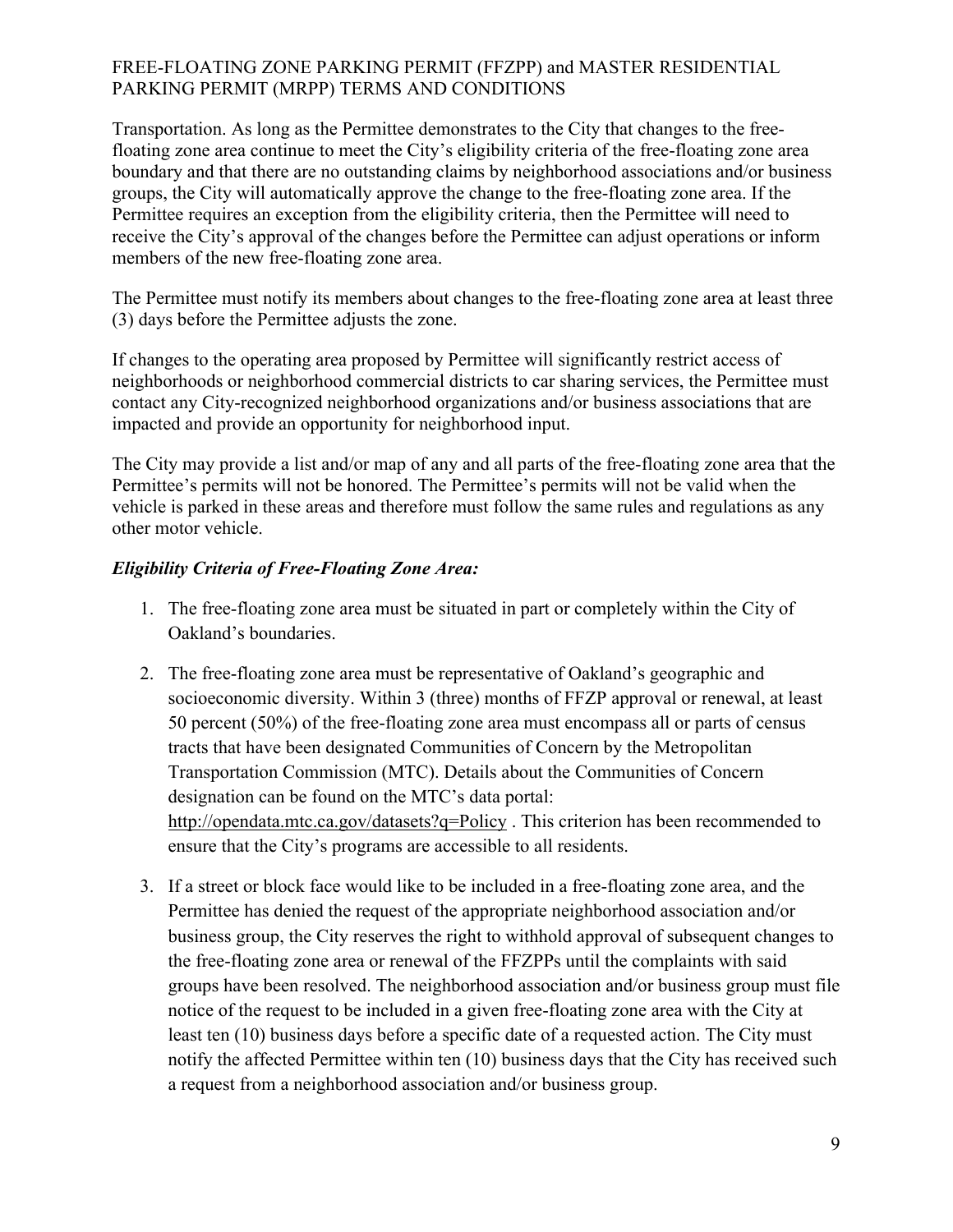Transportation. As long as the Permittee demonstrates to the City that changes to the free-floating zone area continue to meet the City's eligibility criteria of the free-floating zone area boundary and that there are no outstanding claims by neighborhood associations and/or business groups, the City will automatically approve the change to the free-floating zone area. If the Permittee requires an exception from the eligibility criteria, then the Permittee will need to receive the City's approval of the changes before the Permittee can adjust operations or inform members of the new free-floating zone area.

The Permittee must notify its members about changes to the free-floating zone area at least three (3) days before the Permittee adjusts the zone.

If changes to the operating area proposed by Permittee will significantly restrict access of neighborhoods or neighborhood commercial districts to car sharing services, the Permittee must contact any City-recognized neighborhood organizations and/or business associations that are impacted and provide an opportunity for neighborhood input.

The City may provide a list and/or map of any and all parts of the free-floating zone area that the Permittee's permits will not be honored. The Permittee's permits will not be valid when the vehicle is parked in these areas and therefore must follow the same rules and regulations as any other motor vehicle.

***Eligibility Criteria of Free-Floating Zone Area:***

1. The free-floating zone area must be situated in part or completely within the City of Oakland's boundaries.

2. The free-floating zone area must be representative of Oakland's geographic and socioeconomic diversity. Within 3 (three) months of FFZP approval or renewal, at least 50 percent (50%) of the free-floating zone area must encompass all or parts of census tracts that have been designated Communities of Concern by the Metropolitan Transportation Commission (MTC). Details about the Communities of Concern designation can be found on the MTC's data portal: http://opendata.mtc.ca.gov/datasets?q=Policy . This criterion has been recommended to ensure that the City's programs are accessible to all residents.

3. If a street or block face would like to be included in a free-floating zone area, and the Permittee has denied the request of the appropriate neighborhood association and/or business group, the City reserves the right to withhold approval of subsequent changes to the free-floating zone area or renewal of the FFZPPs until the complaints with said groups have been resolved. The neighborhood association and/or business group must file notice of the request to be included in a given free-floating zone area with the City at least ten (10) business days before a specific date of a requested action. The City must notify the affected Permittee within ten (10) business days that the City has received such a request from a neighborhood association and/or business group.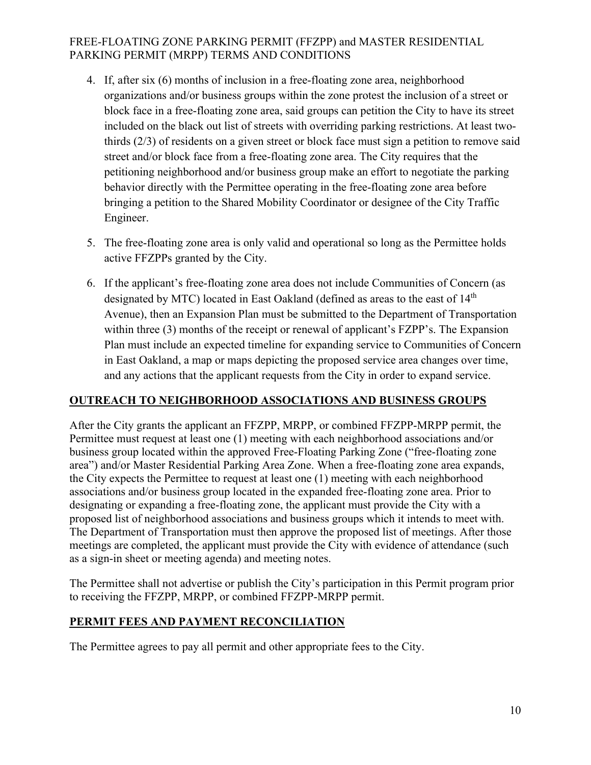4. If, after six (6) months of inclusion in a free-floating zone area, neighborhood organizations and/or business groups within the zone protest the inclusion of a street or block face in a free-floating zone area, said groups can petition the City to have its street included on the black out list of streets with overriding parking restrictions. At least two-thirds (2/3) of residents on a given street or block face must sign a petition to remove said street and/or block face from a free-floating zone area. The City requires that the petitioning neighborhood and/or business group make an effort to negotiate the parking behavior directly with the Permittee operating in the free-floating zone area before bringing a petition to the Shared Mobility Coordinator or designee of the City Traffic Engineer.

5. The free-floating zone area is only valid and operational so long as the Permittee holds active FFZPPs granted by the City.

6. If the applicant's free-floating zone area does not include Communities of Concern (as designated by MTC) located in East Oakland (defined as areas to the east of 14th Avenue), then an Expansion Plan must be submitted to the Department of Transportation within three (3) months of the receipt or renewal of applicant's FZPP's. The Expansion Plan must include an expected timeline for expanding service to Communities of Concern in East Oakland, a map or maps depicting the proposed service area changes over time, and any actions that the applicant requests from the City in order to expand service.

## OUTREACH TO NEIGHBORHOOD ASSOCIATIONS AND BUSINESS GROUPS

After the City grants the applicant an FFZPP, MRPP, or combined FFZPP-MRPP permit, the Permittee must request at least one (1) meeting with each neighborhood associations and/or business group located within the approved Free-Floating Parking Zone ("free-floating zone area") and/or Master Residential Parking Area Zone. When a free-floating zone area expands, the City expects the Permittee to request at least one (1) meeting with each neighborhood associations and/or business group located in the expanded free-floating zone area. Prior to designating or expanding a free-floating zone, the applicant must provide the City with a proposed list of neighborhood associations and business groups which it intends to meet with. The Department of Transportation must then approve the proposed list of meetings. After those meetings are completed, the applicant must provide the City with evidence of attendance (such as a sign-in sheet or meeting agenda) and meeting notes.

The Permittee shall not advertise or publish the City's participation in this Permit program prior to receiving the FFZPP, MRPP, or combined FFZPP-MRPP permit.

## PERMIT FEES AND PAYMENT RECONCILIATION

The Permittee agrees to pay all permit and other appropriate fees to the City.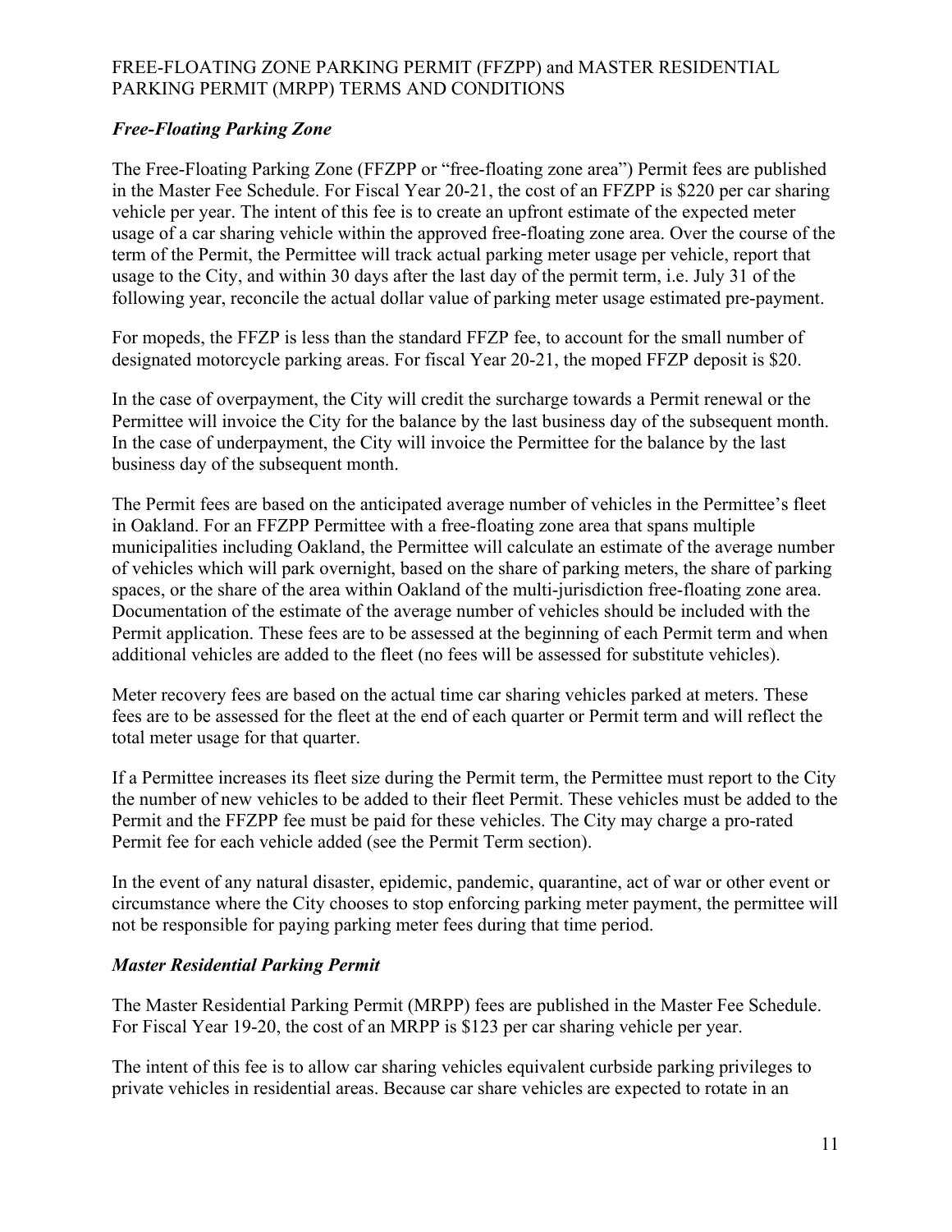FREE-FLOATING ZONE PARKING PERMIT (FFZPP) and MASTER RESIDENTIAL PARKING PERMIT (MRPP) TERMS AND CONDITIONS

### *Free-Floating Parking Zone*

The Free-Floating Parking Zone (FFZPP or "free-floating zone area") Permit fees are published in the Master Fee Schedule. For Fiscal Year 20-21, the cost of an FFZPP is $220 per car sharing vehicle per year. The intent of this fee is to create an upfront estimate of the expected meter usage of a car sharing vehicle within the approved free-floating zone area. Over the course of the term of the Permit, the Permittee will track actual parking meter usage per vehicle, report that usage to the City, and within 30 days after the last day of the permit term, i.e. July 31 of the following year, reconcile the actual dollar value of parking meter usage estimated pre-payment.

For mopeds, the FFZP is less than the standard FFZP fee, to account for the small number of designated motorcycle parking areas. For fiscal Year 20-21, the moped FFZP deposit is $20.

In the case of overpayment, the City will credit the surcharge towards a Permit renewal or the Permittee will invoice the City for the balance by the last business day of the subsequent month. In the case of underpayment, the City will invoice the Permittee for the balance by the last business day of the subsequent month.

The Permit fees are based on the anticipated average number of vehicles in the Permittee's fleet in Oakland. For an FFZPP Permittee with a free-floating zone area that spans multiple municipalities including Oakland, the Permittee will calculate an estimate of the average number of vehicles which will park overnight, based on the share of parking meters, the share of parking spaces, or the share of the area within Oakland of the multi-jurisdiction free-floating zone area. Documentation of the estimate of the average number of vehicles should be included with the Permit application. These fees are to be assessed at the beginning of each Permit term and when additional vehicles are added to the fleet (no fees will be assessed for substitute vehicles).

Meter recovery fees are based on the actual time car sharing vehicles parked at meters. These fees are to be assessed for the fleet at the end of each quarter or Permit term and will reflect the total meter usage for that quarter.

If a Permittee increases its fleet size during the Permit term, the Permittee must report to the City the number of new vehicles to be added to their fleet Permit. These vehicles must be added to the Permit and the FFZPP fee must be paid for these vehicles. The City may charge a pro-rated Permit fee for each vehicle added (see the Permit Term section).

In the event of any natural disaster, epidemic, pandemic, quarantine, act of war or other event or circumstance where the City chooses to stop enforcing parking meter payment, the permittee will not be responsible for paying parking meter fees during that time period.

### *Master Residential Parking Permit*

The Master Residential Parking Permit (MRPP) fees are published in the Master Fee Schedule. For Fiscal Year 19-20, the cost of an MRPP is $123 per car sharing vehicle per year.

The intent of this fee is to allow car sharing vehicles equivalent curbside parking privileges to private vehicles in residential areas. Because car share vehicles are expected to rotate in an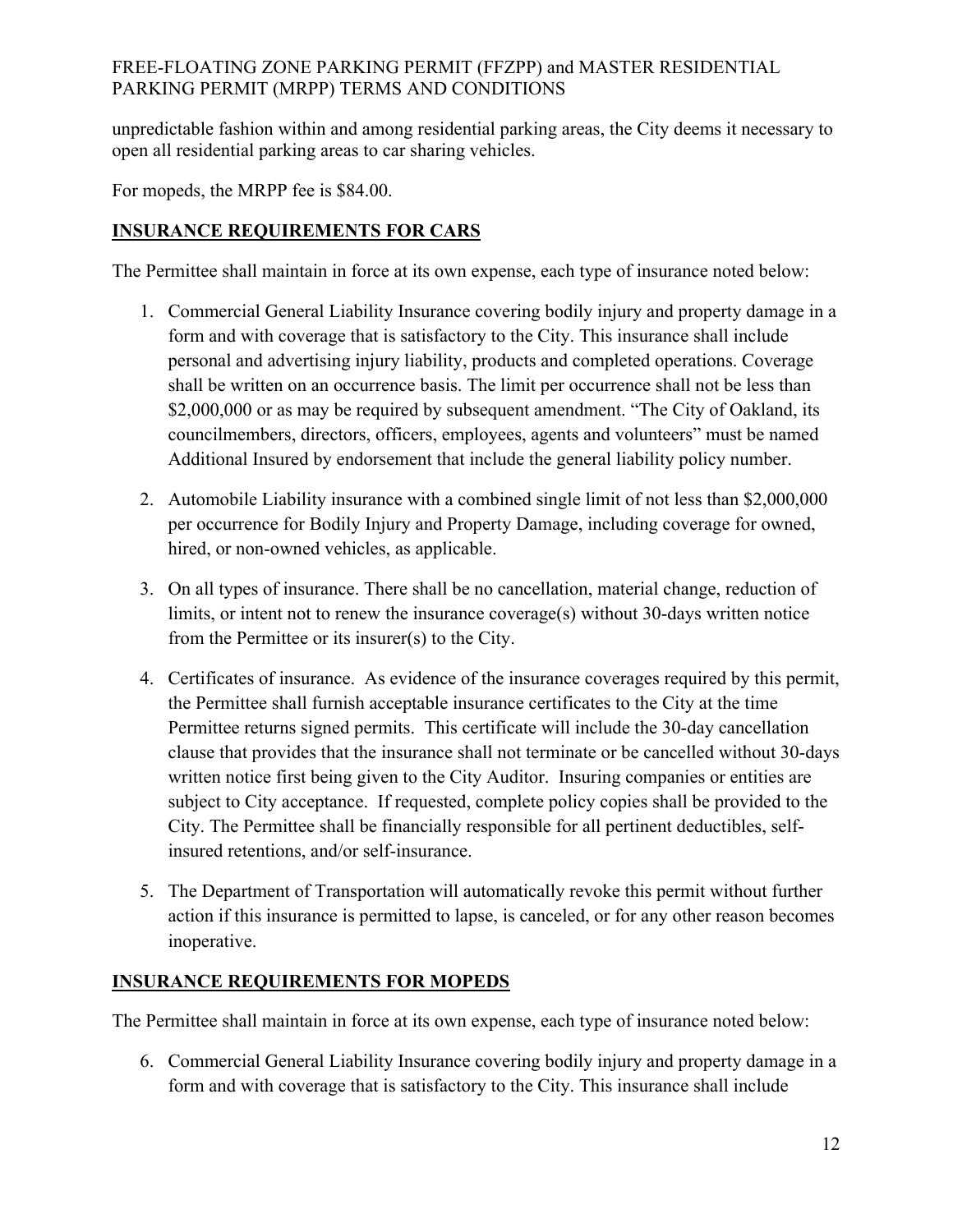unpredictable fashion within and among residential parking areas, the City deems it necessary to open all residential parking areas to car sharing vehicles.

For mopeds, the MRPP fee is $84.00.

## INSURANCE REQUIREMENTS FOR CARS

The Permittee shall maintain in force at its own expense, each type of insurance noted below:

1. Commercial General Liability Insurance covering bodily injury and property damage in a form and with coverage that is satisfactory to the City. This insurance shall include personal and advertising injury liability, products and completed operations. Coverage shall be written on an occurrence basis. The limit per occurrence shall not be less than $2,000,000 or as may be required by subsequent amendment. "The City of Oakland, its councilmembers, directors, officers, employees, agents and volunteers" must be named Additional Insured by endorsement that include the general liability policy number.

2. Automobile Liability insurance with a combined single limit of not less than $2,000,000 per occurrence for Bodily Injury and Property Damage, including coverage for owned, hired, or non-owned vehicles, as applicable.

3. On all types of insurance. There shall be no cancellation, material change, reduction of limits, or intent not to renew the insurance coverage(s) without 30-days written notice from the Permittee or its insurer(s) to the City.

4. Certificates of insurance. As evidence of the insurance coverages required by this permit, the Permittee shall furnish acceptable insurance certificates to the City at the time Permittee returns signed permits. This certificate will include the 30-day cancellation clause that provides that the insurance shall not terminate or be cancelled without 30-days written notice first being given to the City Auditor. Insuring companies or entities are subject to City acceptance. If requested, complete policy copies shall be provided to the City. The Permittee shall be financially responsible for all pertinent deductibles, self-insured retentions, and/or self-insurance.

5. The Department of Transportation will automatically revoke this permit without further action if this insurance is permitted to lapse, is canceled, or for any other reason becomes inoperative.

## INSURANCE REQUIREMENTS FOR MOPEDS

The Permittee shall maintain in force at its own expense, each type of insurance noted below:

6. Commercial General Liability Insurance covering bodily injury and property damage in a form and with coverage that is satisfactory to the City. This insurance shall include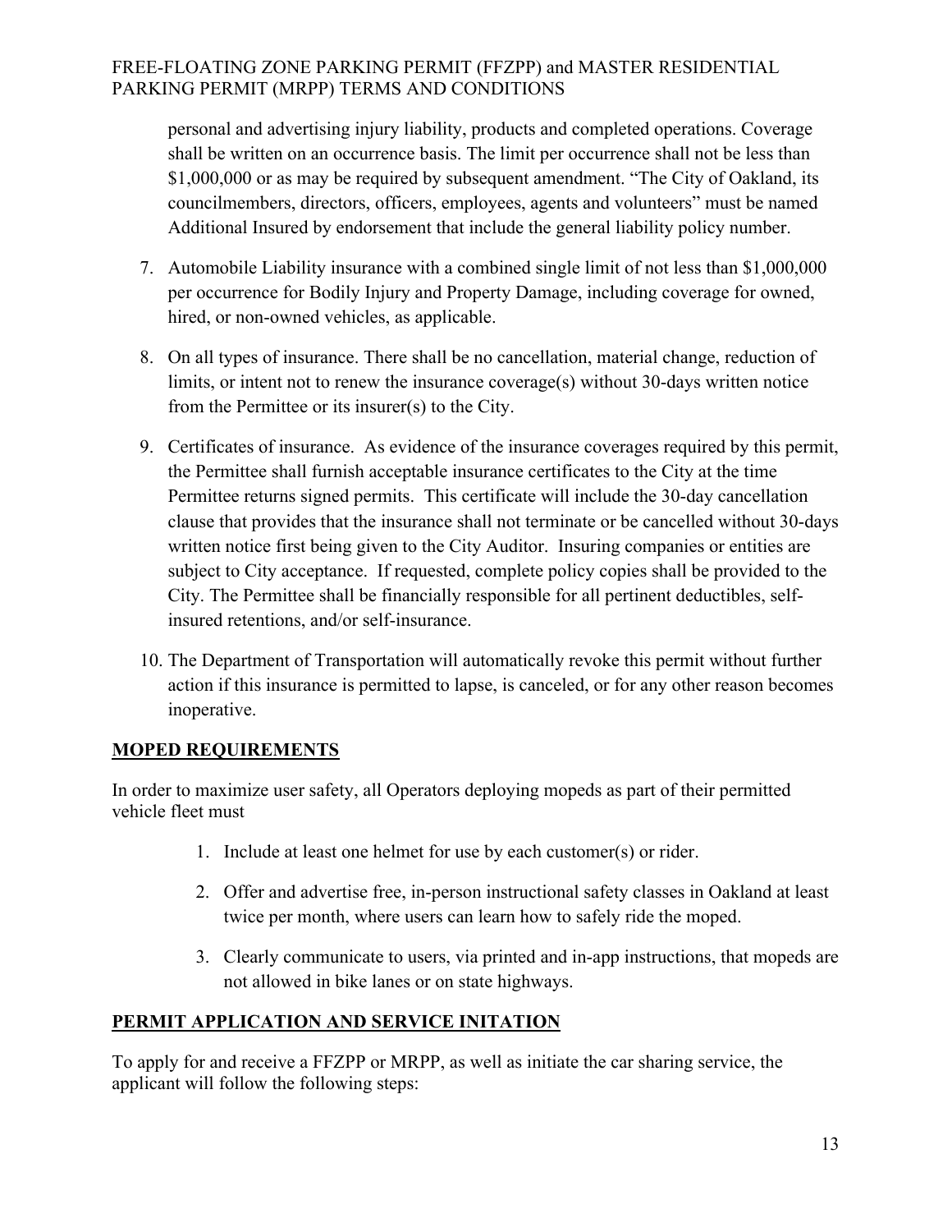personal and advertising injury liability, products and completed operations. Coverage shall be written on an occurrence basis. The limit per occurrence shall not be less than $1,000,000 or as may be required by subsequent amendment. "The City of Oakland, its councilmembers, directors, officers, employees, agents and volunteers" must be named Additional Insured by endorsement that include the general liability policy number.

7. Automobile Liability insurance with a combined single limit of not less than $1,000,000 per occurrence for Bodily Injury and Property Damage, including coverage for owned, hired, or non-owned vehicles, as applicable.

8. On all types of insurance. There shall be no cancellation, material change, reduction of limits, or intent not to renew the insurance coverage(s) without 30-days written notice from the Permittee or its insurer(s) to the City.

9. Certificates of insurance. As evidence of the insurance coverages required by this permit, the Permittee shall furnish acceptable insurance certificates to the City at the time Permittee returns signed permits. This certificate will include the 30-day cancellation clause that provides that the insurance shall not terminate or be cancelled without 30-days written notice first being given to the City Auditor. Insuring companies or entities are subject to City acceptance. If requested, complete policy copies shall be provided to the City. The Permittee shall be financially responsible for all pertinent deductibles, self-insured retentions, and/or self-insurance.

10. The Department of Transportation will automatically revoke this permit without further action if this insurance is permitted to lapse, is canceled, or for any other reason becomes inoperative.

## MOPED REQUIREMENTS

In order to maximize user safety, all Operators deploying mopeds as part of their permitted vehicle fleet must

1. Include at least one helmet for use by each customer(s) or rider.
2. Offer and advertise free, in-person instructional safety classes in Oakland at least twice per month, where users can learn how to safely ride the moped.
3. Clearly communicate to users, via printed and in-app instructions, that mopeds are not allowed in bike lanes or on state highways.

## PERMIT APPLICATION AND SERVICE INITATION

To apply for and receive a FFZPP or MRPP, as well as initiate the car sharing service, the applicant will follow the following steps: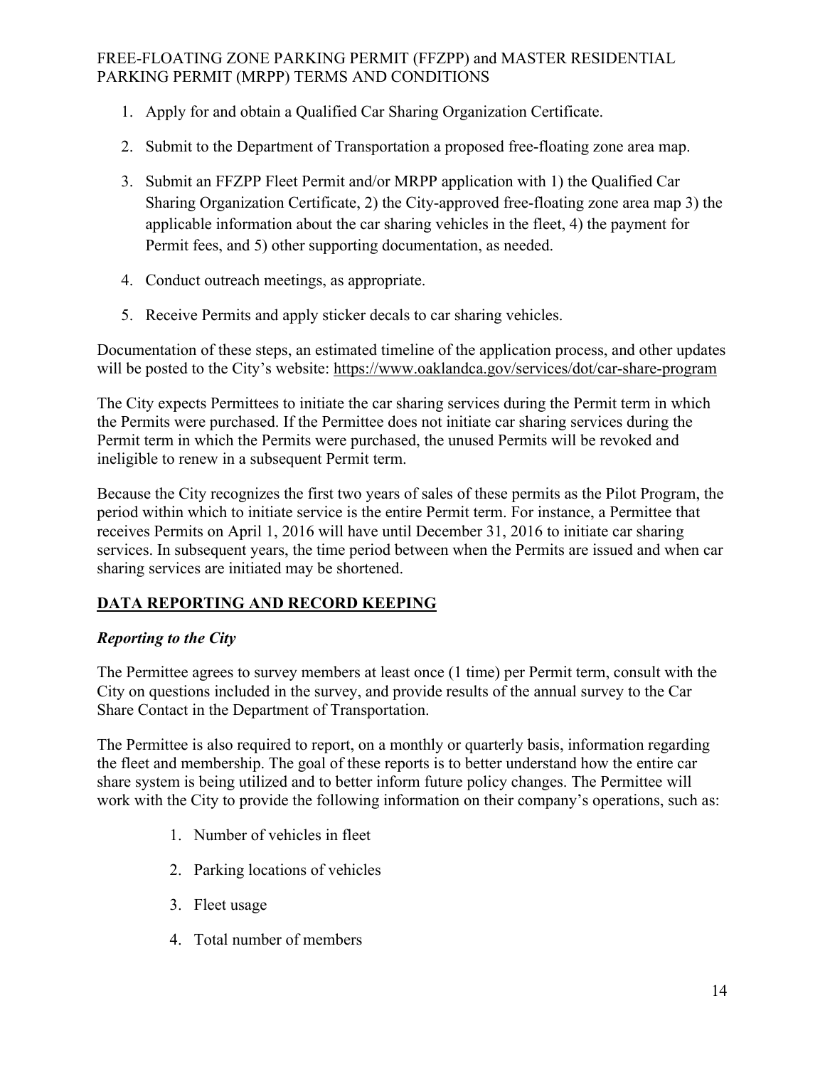1. Apply for and obtain a Qualified Car Sharing Organization Certificate.

2. Submit to the Department of Transportation a proposed free-floating zone area map.

3. Submit an FFZPP Fleet Permit and/or MRPP application with 1) the Qualified Car Sharing Organization Certificate, 2) the City-approved free-floating zone area map 3) the applicable information about the car sharing vehicles in the fleet, 4) the payment for Permit fees, and 5) other supporting documentation, as needed.

4. Conduct outreach meetings, as appropriate.

5. Receive Permits and apply sticker decals to car sharing vehicles.

Documentation of these steps, an estimated timeline of the application process, and other updates will be posted to the City's website: https://www.oaklandca.gov/services/dot/car-share-program

The City expects Permittees to initiate the car sharing services during the Permit term in which the Permits were purchased. If the Permittee does not initiate car sharing services during the Permit term in which the Permits were purchased, the unused Permits will be revoked and ineligible to renew in a subsequent Permit term.

Because the City recognizes the first two years of sales of these permits as the Pilot Program, the period within which to initiate service is the entire Permit term. For instance, a Permittee that receives Permits on April 1, 2016 will have until December 31, 2016 to initiate car sharing services. In subsequent years, the time period between when the Permits are issued and when car sharing services are initiated may be shortened.

## DATA REPORTING AND RECORD KEEPING

### *Reporting to the City*

The Permittee agrees to survey members at least once (1 time) per Permit term, consult with the City on questions included in the survey, and provide results of the annual survey to the Car Share Contact in the Department of Transportation.

The Permittee is also required to report, on a monthly or quarterly basis, information regarding the fleet and membership. The goal of these reports is to better understand how the entire car share system is being utilized and to better inform future policy changes. The Permittee will work with the City to provide the following information on their company's operations, such as:

1. Number of vehicles in fleet

2. Parking locations of vehicles

3. Fleet usage

4. Total number of members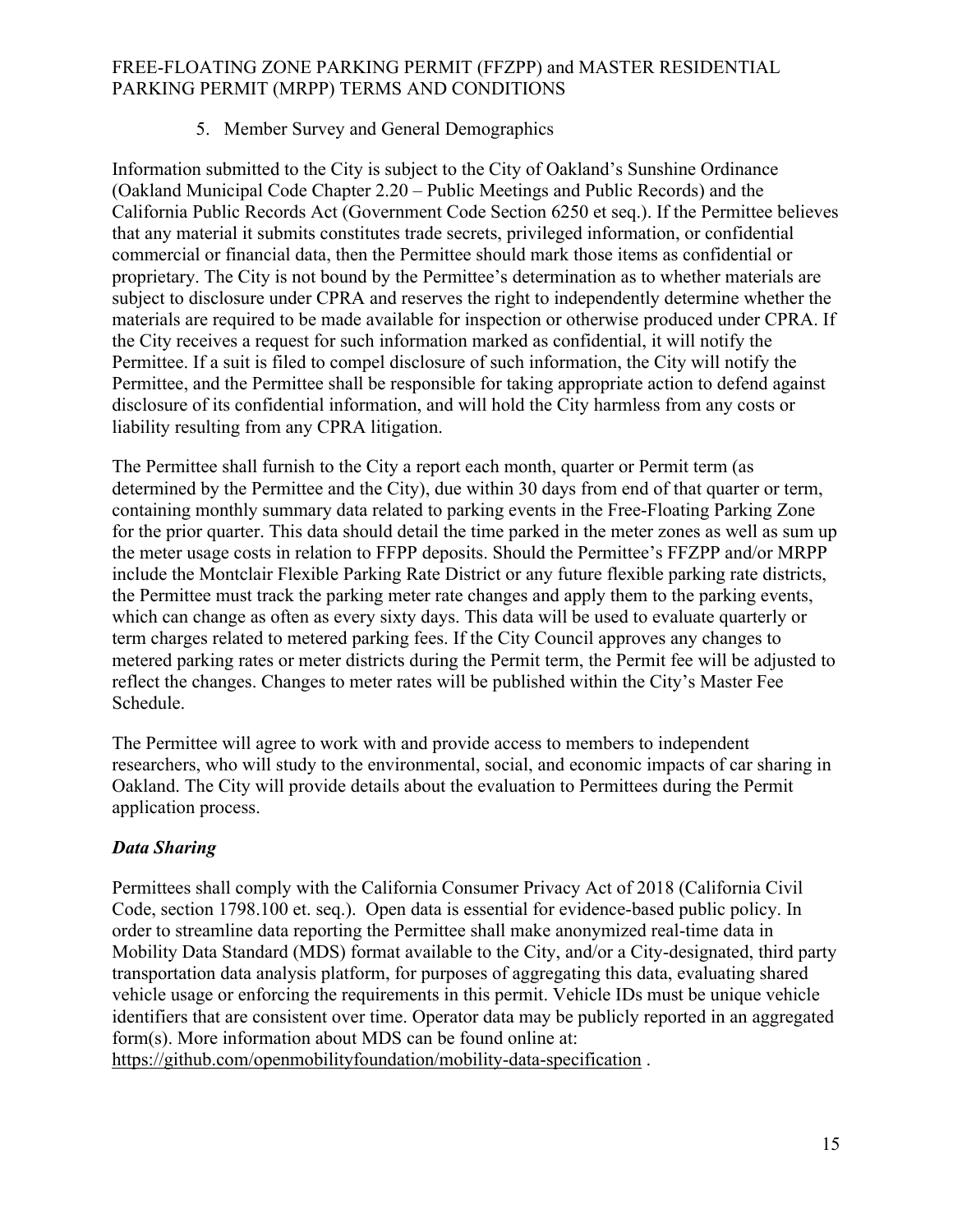5. Member Survey and General Demographics

Information submitted to the City is subject to the City of Oakland's Sunshine Ordinance (Oakland Municipal Code Chapter 2.20 – Public Meetings and Public Records) and the California Public Records Act (Government Code Section 6250 et seq.). If the Permittee believes that any material it submits constitutes trade secrets, privileged information, or confidential commercial or financial data, then the Permittee should mark those items as confidential or proprietary. The City is not bound by the Permittee's determination as to whether materials are subject to disclosure under CPRA and reserves the right to independently determine whether the materials are required to be made available for inspection or otherwise produced under CPRA. If the City receives a request for such information marked as confidential, it will notify the Permittee. If a suit is filed to compel disclosure of such information, the City will notify the Permittee, and the Permittee shall be responsible for taking appropriate action to defend against disclosure of its confidential information, and will hold the City harmless from any costs or liability resulting from any CPRA litigation.

The Permittee shall furnish to the City a report each month, quarter or Permit term (as determined by the Permittee and the City), due within 30 days from end of that quarter or term, containing monthly summary data related to parking events in the Free-Floating Parking Zone for the prior quarter. This data should detail the time parked in the meter zones as well as sum up the meter usage costs in relation to FFPP deposits. Should the Permittee's FFZPP and/or MRPP include the Montclair Flexible Parking Rate District or any future flexible parking rate districts, the Permittee must track the parking meter rate changes and apply them to the parking events, which can change as often as every sixty days. This data will be used to evaluate quarterly or term charges related to metered parking fees. If the City Council approves any changes to metered parking rates or meter districts during the Permit term, the Permit fee will be adjusted to reflect the changes. Changes to meter rates will be published within the City's Master Fee Schedule.

The Permittee will agree to work with and provide access to members to independent researchers, who will study to the environmental, social, and economic impacts of car sharing in Oakland. The City will provide details about the evaluation to Permittees during the Permit application process.

***Data Sharing***

Permittees shall comply with the California Consumer Privacy Act of 2018 (California Civil Code, section 1798.100 et. seq.). Open data is essential for evidence-based public policy. In order to streamline data reporting the Permittee shall make anonymized real-time data in Mobility Data Standard (MDS) format available to the City, and/or a City-designated, third party transportation data analysis platform, for purposes of aggregating this data, evaluating shared vehicle usage or enforcing the requirements in this permit. Vehicle IDs must be unique vehicle identifiers that are consistent over time. Operator data may be publicly reported in an aggregated form(s). More information about MDS can be found online at: https://github.com/openmobilityfoundation/mobility-data-specification .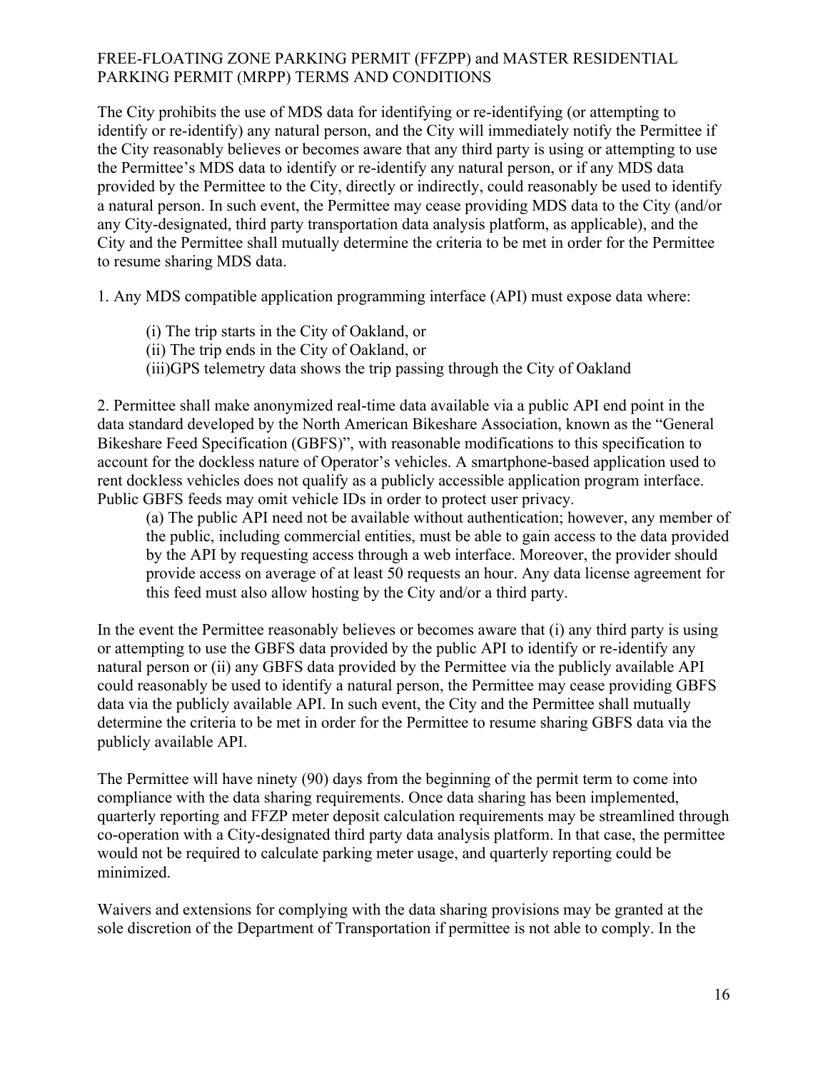The City prohibits the use of MDS data for identifying or re-identifying (or attempting to identify or re-identify) any natural person, and the City will immediately notify the Permittee if the City reasonably believes or becomes aware that any third party is using or attempting to use the Permittee's MDS data to identify or re-identify any natural person, or if any MDS data provided by the Permittee to the City, directly or indirectly, could reasonably be used to identify a natural person. In such event, the Permittee may cease providing MDS data to the City (and/or any City-designated, third party transportation data analysis platform, as applicable), and the City and the Permittee shall mutually determine the criteria to be met in order for the Permittee to resume sharing MDS data.

1. Any MDS compatible application programming interface (API) must expose data where:

   (i) The trip starts in the City of Oakland, or
   (ii) The trip ends in the City of Oakland, or
   (iii)GPS telemetry data shows the trip passing through the City of Oakland

2. Permittee shall make anonymized real-time data available via a public API end point in the data standard developed by the North American Bikeshare Association, known as the "General Bikeshare Feed Specification (GBFS)", with reasonable modifications to this specification to account for the dockless nature of Operator's vehicles. A smartphone-based application used to rent dockless vehicles does not qualify as a publicly accessible application program interface. Public GBFS feeds may omit vehicle IDs in order to protect user privacy.

   (a) The public API need not be available without authentication; however, any member of the public, including commercial entities, must be able to gain access to the data provided by the API by requesting access through a web interface. Moreover, the provider should provide access on average of at least 50 requests an hour. Any data license agreement for this feed must also allow hosting by the City and/or a third party.

In the event the Permittee reasonably believes or becomes aware that (i) any third party is using or attempting to use the GBFS data provided by the public API to identify or re-identify any natural person or (ii) any GBFS data provided by the Permittee via the publicly available API could reasonably be used to identify a natural person, the Permittee may cease providing GBFS data via the publicly available API. In such event, the City and the Permittee shall mutually determine the criteria to be met in order for the Permittee to resume sharing GBFS data via the publicly available API.

The Permittee will have ninety (90) days from the beginning of the permit term to come into compliance with the data sharing requirements. Once data sharing has been implemented, quarterly reporting and FFZP meter deposit calculation requirements may be streamlined through co-operation with a City-designated third party data analysis platform. In that case, the permittee would not be required to calculate parking meter usage, and quarterly reporting could be minimized.

Waivers and extensions for complying with the data sharing provisions may be granted at the sole discretion of the Department of Transportation if permittee is not able to comply. In the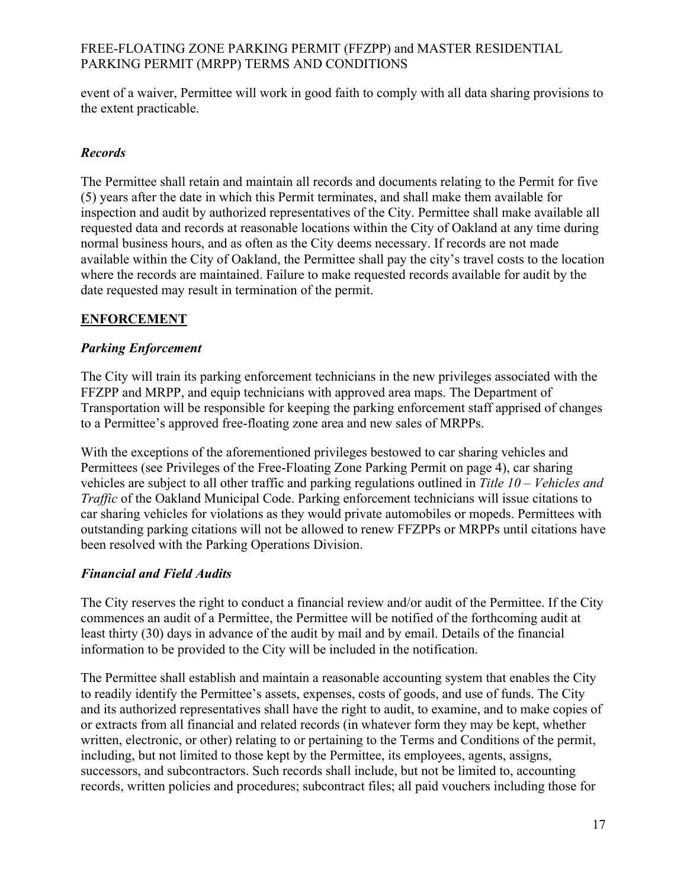event of a waiver, Permittee will work in good faith to comply with all data sharing provisions to the extent practicable.

### *Records*

The Permittee shall retain and maintain all records and documents relating to the Permit for five (5) years after the date in which this Permit terminates, and shall make them available for inspection and audit by authorized representatives of the City. Permittee shall make available all requested data and records at reasonable locations within the City of Oakland at any time during normal business hours, and as often as the City deems necessary. If records are not made available within the City of Oakland, the Permittee shall pay the city's travel costs to the location where the records are maintained. Failure to make requested records available for audit by the date requested may result in termination of the permit.

## **ENFORCEMENT**

### *Parking Enforcement*

The City will train its parking enforcement technicians in the new privileges associated with the FFZPP and MRPP, and equip technicians with approved area maps. The Department of Transportation will be responsible for keeping the parking enforcement staff apprised of changes to a Permittee's approved free-floating zone area and new sales of MRPPs.

With the exceptions of the aforementioned privileges bestowed to car sharing vehicles and Permittees (see Privileges of the Free-Floating Zone Parking Permit on page 4), car sharing vehicles are subject to all other traffic and parking regulations outlined in *Title 10 – Vehicles and Traffic* of the Oakland Municipal Code. Parking enforcement technicians will issue citations to car sharing vehicles for violations as they would private automobiles or mopeds. Permittees with outstanding parking citations will not be allowed to renew FFZPPs or MRPPs until citations have been resolved with the Parking Operations Division.

### *Financial and Field Audits*

The City reserves the right to conduct a financial review and/or audit of the Permittee. If the City commences an audit of a Permittee, the Permittee will be notified of the forthcoming audit at least thirty (30) days in advance of the audit by mail and by email. Details of the financial information to be provided to the City will be included in the notification.

The Permittee shall establish and maintain a reasonable accounting system that enables the City to readily identify the Permittee's assets, expenses, costs of goods, and use of funds. The City and its authorized representatives shall have the right to audit, to examine, and to make copies of or extracts from all financial and related records (in whatever form they may be kept, whether written, electronic, or other) relating to or pertaining to the Terms and Conditions of the permit, including, but not limited to those kept by the Permittee, its employees, agents, assigns, successors, and subcontractors. Such records shall include, but not be limited to, accounting records, written policies and procedures; subcontract files; all paid vouchers including those for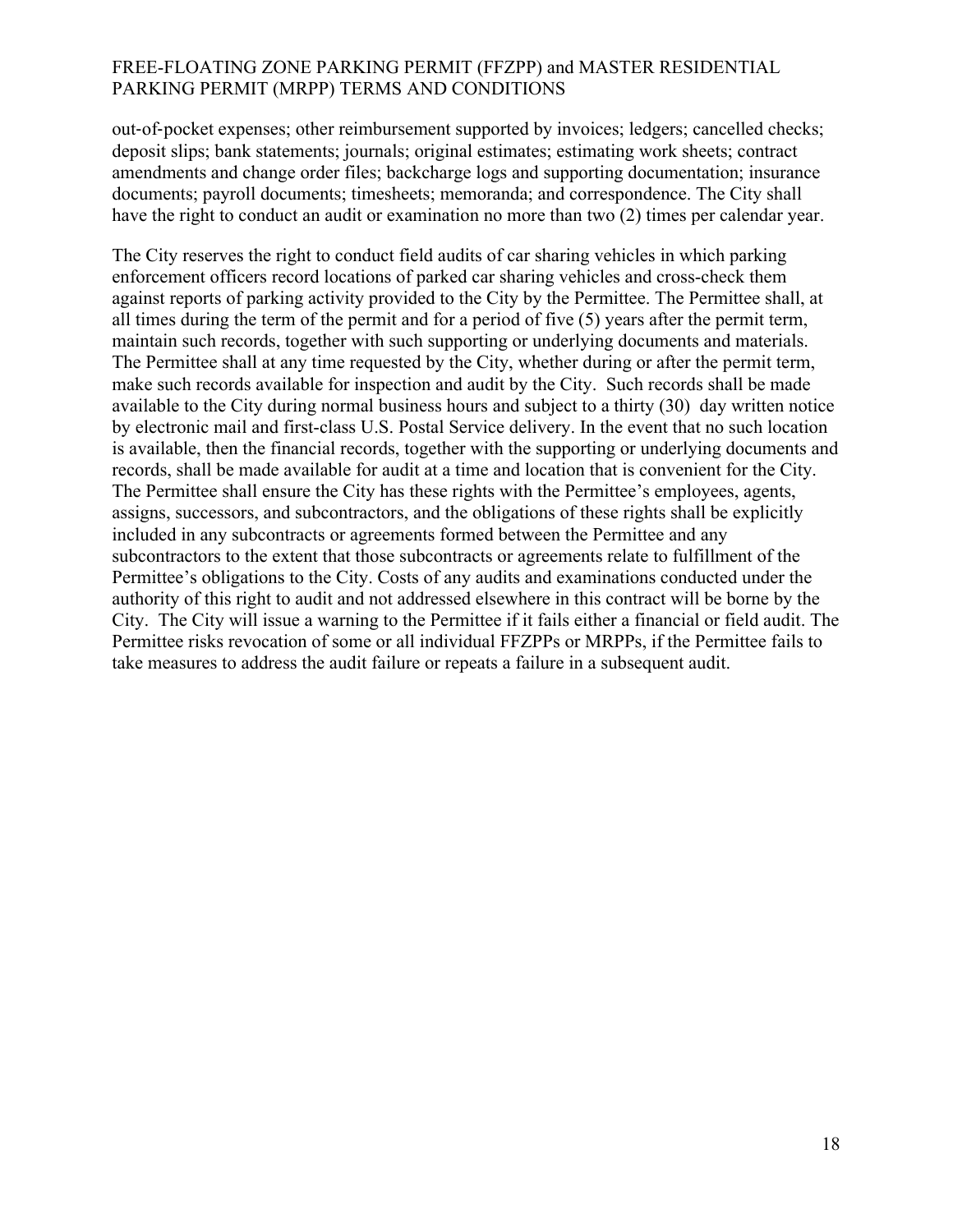out-of-pocket expenses; other reimbursement supported by invoices; ledgers; cancelled checks; deposit slips; bank statements; journals; original estimates; estimating work sheets; contract amendments and change order files; backcharge logs and supporting documentation; insurance documents; payroll documents; timesheets; memoranda; and correspondence. The City shall have the right to conduct an audit or examination no more than two (2) times per calendar year.

The City reserves the right to conduct field audits of car sharing vehicles in which parking enforcement officers record locations of parked car sharing vehicles and cross-check them against reports of parking activity provided to the City by the Permittee. The Permittee shall, at all times during the term of the permit and for a period of five (5) years after the permit term, maintain such records, together with such supporting or underlying documents and materials. The Permittee shall at any time requested by the City, whether during or after the permit term, make such records available for inspection and audit by the City. Such records shall be made available to the City during normal business hours and subject to a thirty (30) day written notice by electronic mail and first-class U.S. Postal Service delivery. In the event that no such location is available, then the financial records, together with the supporting or underlying documents and records, shall be made available for audit at a time and location that is convenient for the City. The Permittee shall ensure the City has these rights with the Permittee's employees, agents, assigns, successors, and subcontractors, and the obligations of these rights shall be explicitly included in any subcontracts or agreements formed between the Permittee and any subcontractors to the extent that those subcontracts or agreements relate to fulfillment of the Permittee's obligations to the City. Costs of any audits and examinations conducted under the authority of this right to audit and not addressed elsewhere in this contract will be borne by the City. The City will issue a warning to the Permittee if it fails either a financial or field audit. The Permittee risks revocation of some or all individual FFZPPs or MRPPs, if the Permittee fails to take measures to address the audit failure or repeats a failure in a subsequent audit.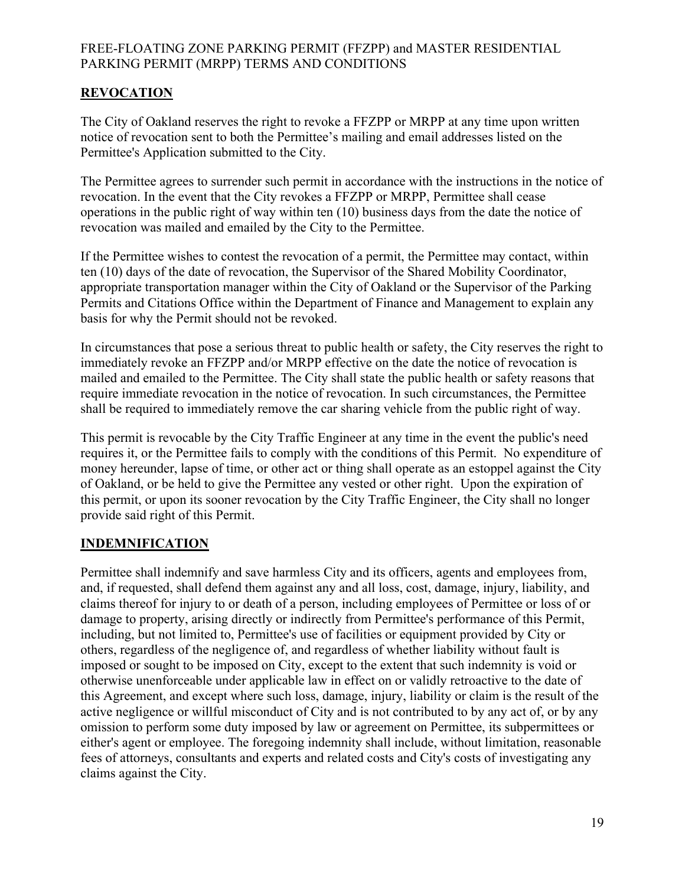## REVOCATION

The City of Oakland reserves the right to revoke a FFZPP or MRPP at any time upon written notice of revocation sent to both the Permittee's mailing and email addresses listed on the Permittee's Application submitted to the City.

The Permittee agrees to surrender such permit in accordance with the instructions in the notice of revocation. In the event that the City revokes a FFZPP or MRPP, Permittee shall cease operations in the public right of way within ten (10) business days from the date the notice of revocation was mailed and emailed by the City to the Permittee.

If the Permittee wishes to contest the revocation of a permit, the Permittee may contact, within ten (10) days of the date of revocation, the Supervisor of the Shared Mobility Coordinator, appropriate transportation manager within the City of Oakland or the Supervisor of the Parking Permits and Citations Office within the Department of Finance and Management to explain any basis for why the Permit should not be revoked.

In circumstances that pose a serious threat to public health or safety, the City reserves the right to immediately revoke an FFZPP and/or MRPP effective on the date the notice of revocation is mailed and emailed to the Permittee. The City shall state the public health or safety reasons that require immediate revocation in the notice of revocation. In such circumstances, the Permittee shall be required to immediately remove the car sharing vehicle from the public right of way.

This permit is revocable by the City Traffic Engineer at any time in the event the public's need requires it, or the Permittee fails to comply with the conditions of this Permit. No expenditure of money hereunder, lapse of time, or other act or thing shall operate as an estoppel against the City of Oakland, or be held to give the Permittee any vested or other right. Upon the expiration of this permit, or upon its sooner revocation by the City Traffic Engineer, the City shall no longer provide said right of this Permit.

## INDEMNIFICATION

Permittee shall indemnify and save harmless City and its officers, agents and employees from, and, if requested, shall defend them against any and all loss, cost, damage, injury, liability, and claims thereof for injury to or death of a person, including employees of Permittee or loss of or damage to property, arising directly or indirectly from Permittee's performance of this Permit, including, but not limited to, Permittee's use of facilities or equipment provided by City or others, regardless of the negligence of, and regardless of whether liability without fault is imposed or sought to be imposed on City, except to the extent that such indemnity is void or otherwise unenforceable under applicable law in effect on or validly retroactive to the date of this Agreement, and except where such loss, damage, injury, liability or claim is the result of the active negligence or willful misconduct of City and is not contributed to by any act of, or by any omission to perform some duty imposed by law or agreement on Permittee, its subpermittees or either's agent or employee. The foregoing indemnity shall include, without limitation, reasonable fees of attorneys, consultants and experts and related costs and City's costs of investigating any claims against the City.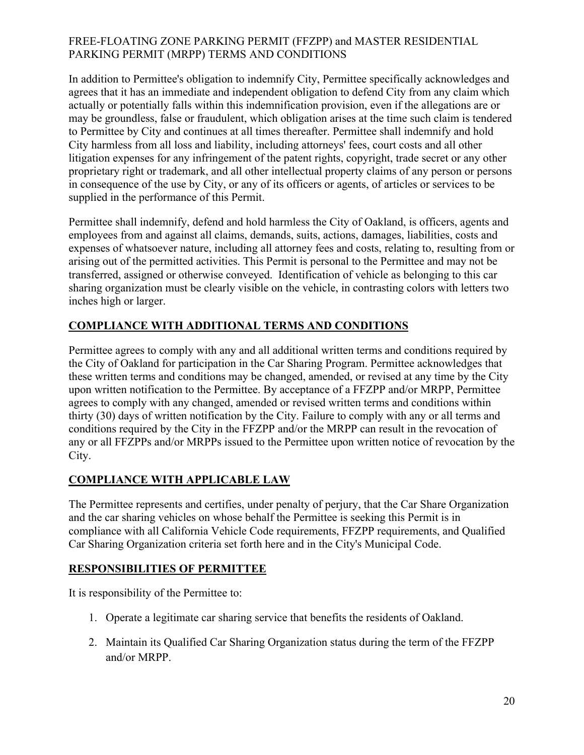FREE-FLOATING ZONE PARKING PERMIT (FFZPP) and MASTER RESIDENTIAL PARKING PERMIT (MRPP) TERMS AND CONDITIONS

In addition to Permittee's obligation to indemnify City, Permittee specifically acknowledges and agrees that it has an immediate and independent obligation to defend City from any claim which actually or potentially falls within this indemnification provision, even if the allegations are or may be groundless, false or fraudulent, which obligation arises at the time such claim is tendered to Permittee by City and continues at all times thereafter. Permittee shall indemnify and hold City harmless from all loss and liability, including attorneys' fees, court costs and all other litigation expenses for any infringement of the patent rights, copyright, trade secret or any other proprietary right or trademark, and all other intellectual property claims of any person or persons in consequence of the use by City, or any of its officers or agents, of articles or services to be supplied in the performance of this Permit.

Permittee shall indemnify, defend and hold harmless the City of Oakland, is officers, agents and employees from and against all claims, demands, suits, actions, damages, liabilities, costs and expenses of whatsoever nature, including all attorney fees and costs, relating to, resulting from or arising out of the permitted activities. This Permit is personal to the Permittee and may not be transferred, assigned or otherwise conveyed. Identification of vehicle as belonging to this car sharing organization must be clearly visible on the vehicle, in contrasting colors with letters two inches high or larger.

## COMPLIANCE WITH ADDITIONAL TERMS AND CONDITIONS

Permittee agrees to comply with any and all additional written terms and conditions required by the City of Oakland for participation in the Car Sharing Program. Permittee acknowledges that these written terms and conditions may be changed, amended, or revised at any time by the City upon written notification to the Permittee. By acceptance of a FFZPP and/or MRPP, Permittee agrees to comply with any changed, amended or revised written terms and conditions within thirty (30) days of written notification by the City. Failure to comply with any or all terms and conditions required by the City in the FFZPP and/or the MRPP can result in the revocation of any or all FFZPPs and/or MRPPs issued to the Permittee upon written notice of revocation by the City.

## COMPLIANCE WITH APPLICABLE LAW

The Permittee represents and certifies, under penalty of perjury, that the Car Share Organization and the car sharing vehicles on whose behalf the Permittee is seeking this Permit is in compliance with all California Vehicle Code requirements, FFZPP requirements, and Qualified Car Sharing Organization criteria set forth here and in the City's Municipal Code.

## RESPONSIBILITIES OF PERMITTEE

It is responsibility of the Permittee to:

1. Operate a legitimate car sharing service that benefits the residents of Oakland.
2. Maintain its Qualified Car Sharing Organization status during the term of the FFZPP and/or MRPP.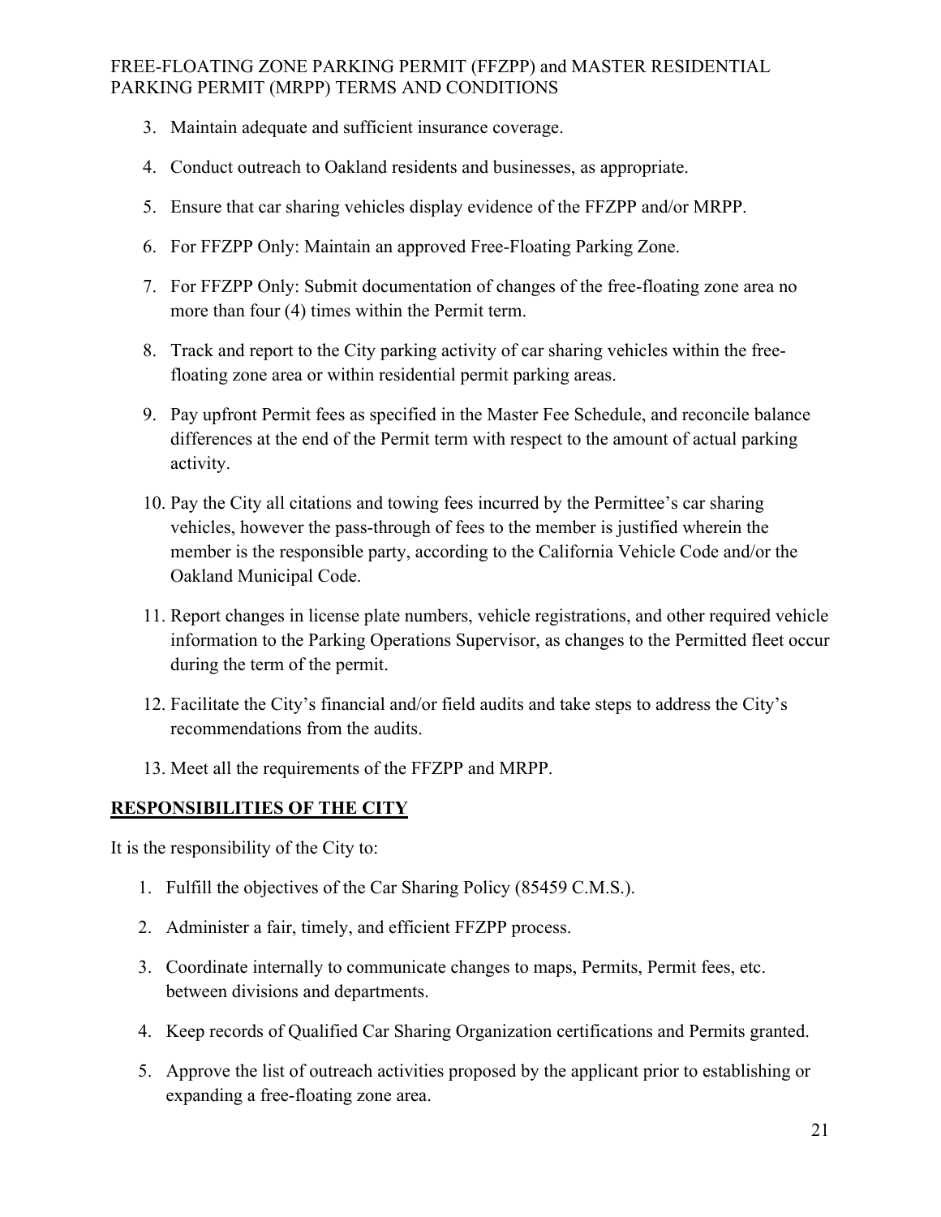3. Maintain adequate and sufficient insurance coverage.
4. Conduct outreach to Oakland residents and businesses, as appropriate.
5. Ensure that car sharing vehicles display evidence of the FFZPP and/or MRPP.
6. For FFZPP Only: Maintain an approved Free-Floating Parking Zone.
7. For FFZPP Only: Submit documentation of changes of the free-floating zone area no more than four (4) times within the Permit term.
8. Track and report to the City parking activity of car sharing vehicles within the free-floating zone area or within residential permit parking areas.
9. Pay upfront Permit fees as specified in the Master Fee Schedule, and reconcile balance differences at the end of the Permit term with respect to the amount of actual parking activity.
10. Pay the City all citations and towing fees incurred by the Permittee's car sharing vehicles, however the pass-through of fees to the member is justified wherein the member is the responsible party, according to the California Vehicle Code and/or the Oakland Municipal Code.
11. Report changes in license plate numbers, vehicle registrations, and other required vehicle information to the Parking Operations Supervisor, as changes to the Permitted fleet occur during the term of the permit.
12. Facilitate the City's financial and/or field audits and take steps to address the City's recommendations from the audits.
13. Meet all the requirements of the FFZPP and MRPP.

## RESPONSIBILITIES OF THE CITY

It is the responsibility of the City to:

1. Fulfill the objectives of the Car Sharing Policy (85459 C.M.S.).
2. Administer a fair, timely, and efficient FFZPP process.
3. Coordinate internally to communicate changes to maps, Permits, Permit fees, etc. between divisions and departments.
4. Keep records of Qualified Car Sharing Organization certifications and Permits granted.
5. Approve the list of outreach activities proposed by the applicant prior to establishing or expanding a free-floating zone area.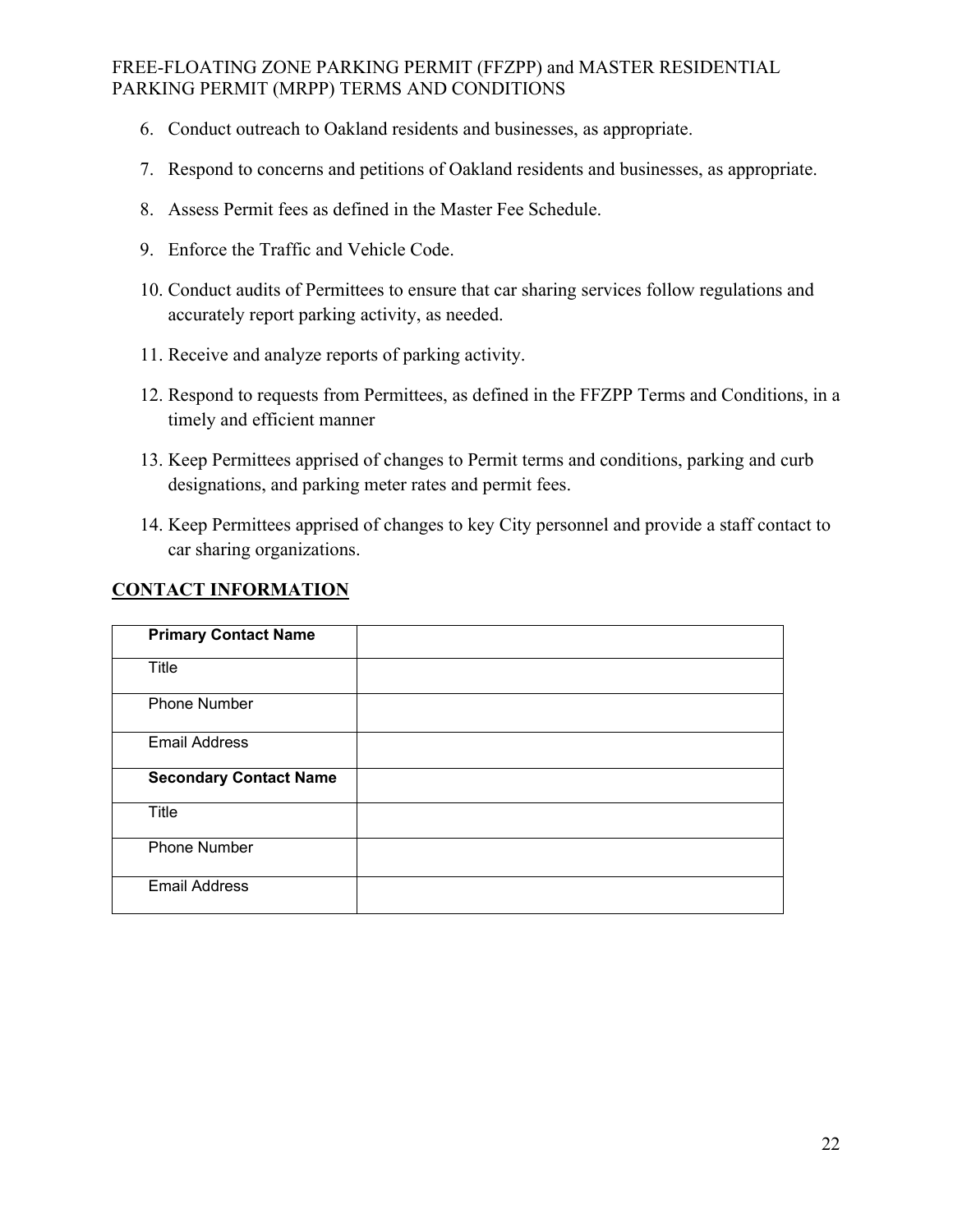6. Conduct outreach to Oakland residents and businesses, as appropriate.

7. Respond to concerns and petitions of Oakland residents and businesses, as appropriate.

8. Assess Permit fees as defined in the Master Fee Schedule.

9. Enforce the Traffic and Vehicle Code.

10. Conduct audits of Permittees to ensure that car sharing services follow regulations and accurately report parking activity, as needed.

11. Receive and analyze reports of parking activity.

12. Respond to requests from Permittees, as defined in the FFZPP Terms and Conditions, in a timely and efficient manner

13. Keep Permittees apprised of changes to Permit terms and conditions, parking and curb designations, and parking meter rates and permit fees.

14. Keep Permittees apprised of changes to key City personnel and provide a staff contact to car sharing organizations.

## CONTACT INFORMATION

| **Primary Contact Name** | |
|---|---|
| Title | |
| Phone Number | |
| Email Address | |
| **Secondary Contact Name** | |
| Title | |
| Phone Number | |
| Email Address | |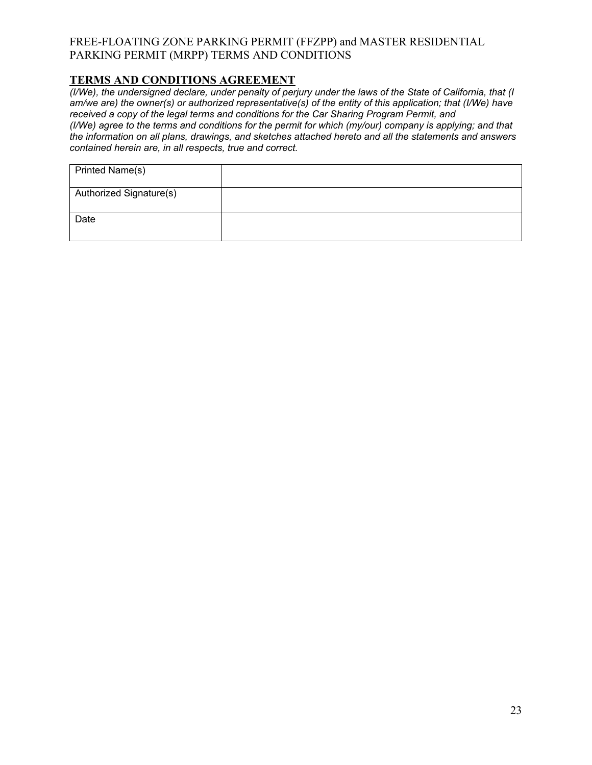## TERMS AND CONDITIONS AGREEMENT

*(I/We), the undersigned declare, under penalty of perjury under the laws of the State of California, that (I am/we are) the owner(s) or authorized representative(s) of the entity of this application; that (I/We) have received a copy of the legal terms and conditions for the Car Sharing Program Permit, and (I/We) agree to the terms and conditions for the permit for which (my/our) company is applying; and that the information on all plans, drawings, and sketches attached hereto and all the statements and answers contained herein are, in all respects, true and correct.*

| | |
|---|---|
| Printed Name(s) | |
| Authorized Signature(s) | |
| Date | |